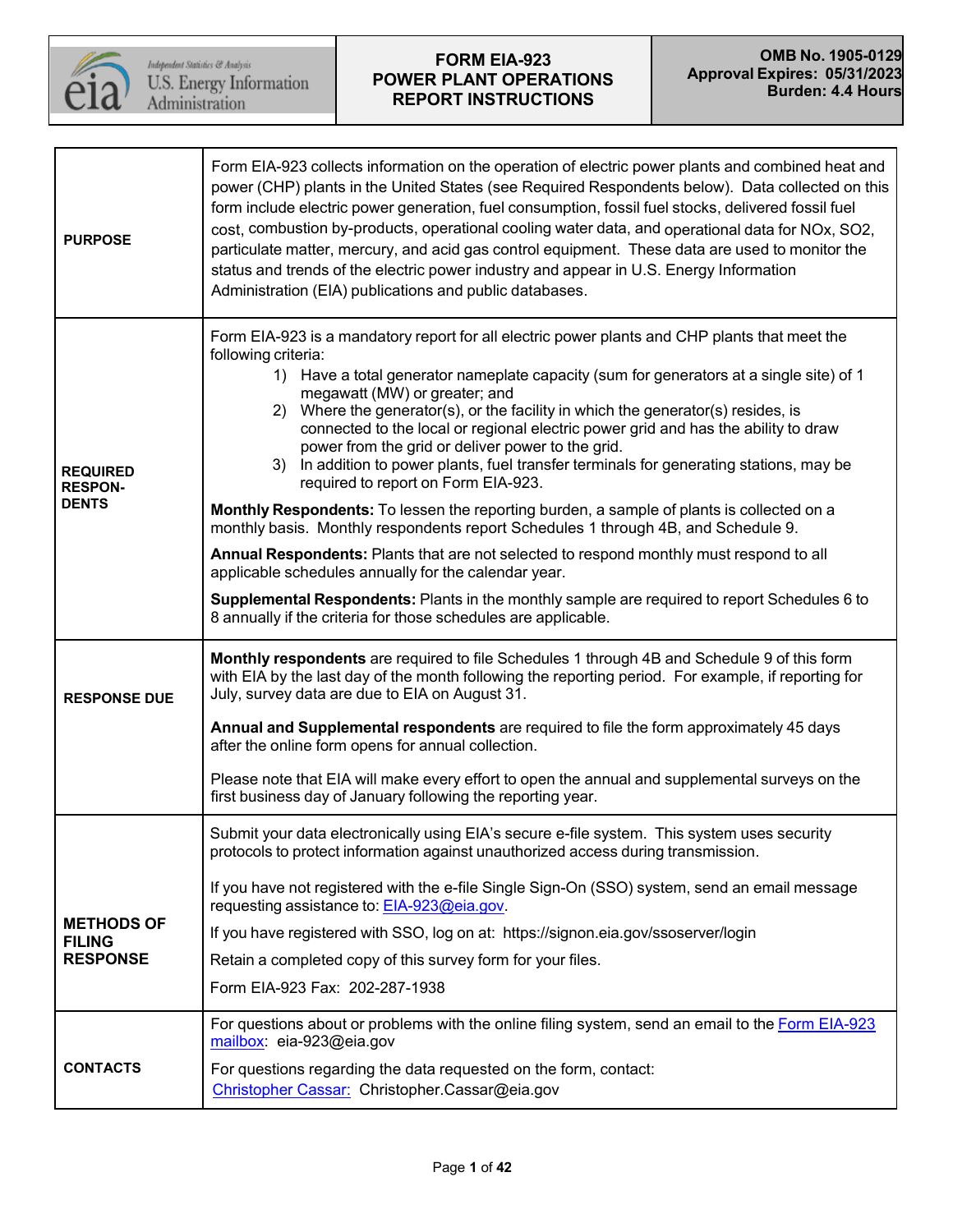| U.S. Energy Information Administration (Independent Statistics & Analysis) | **FORM EIA-923 POWER PLANT OPERATIONS REPORT INSTRUCTIONS** | **OMB No. 1905-0129 Approval Expires: 05/31/2023 Burden: 4.4 Hours** |
| --- | --- | --- |

| | |
| --- | --- |
| **PURPOSE** | Form EIA-923 collects information on the operation of electric power plants and combined heat and power (CHP) plants in the United States (see Required Respondents below). Data collected on this form include electric power generation, fuel consumption, fossil fuel stocks, delivered fossil fuel cost, combustion by-products, operational cooling water data, and operational data for NOx, SO2, particulate matter, mercury, and acid gas control equipment. These data are used to monitor the status and trends of the electric power industry and appear in U.S. Energy Information Administration (EIA) publications and public databases. |
| **REQUIRED RESPON-DENTS** | Form EIA-923 is a mandatory report for all electric power plants and CHP plants that meet the following criteria:<br>1) Have a total generator nameplate capacity (sum for generators at a single site) of 1 megawatt (MW) or greater; and<br>2) Where the generator(s), or the facility in which the generator(s) resides, is connected to the local or regional electric power grid and has the ability to draw power from the grid or deliver power to the grid.<br>3) In addition to power plants, fuel transfer terminals for generating stations, may be required to report on Form EIA-923.<br><br>**Monthly Respondents:** To lessen the reporting burden, a sample of plants is collected on a monthly basis. Monthly respondents report Schedules 1 through 4B, and Schedule 9.<br><br>**Annual Respondents:** Plants that are not selected to respond monthly must respond to all applicable schedules annually for the calendar year.<br><br>**Supplemental Respondents:** Plants in the monthly sample are required to report Schedules 6 to 8 annually if the criteria for those schedules are applicable. |
| **RESPONSE DUE** | **Monthly respondents** are required to file Schedules 1 through 4B and Schedule 9 of this form with EIA by the last day of the month following the reporting period. For example, if reporting for July, survey data are due to EIA on August 31.<br><br>**Annual and Supplemental respondents** are required to file the form approximately 45 days after the online form opens for annual collection.<br><br>Please note that EIA will make every effort to open the annual and supplemental surveys on the first business day of January following the reporting year. |
| **METHODS OF FILING RESPONSE** | Submit your data electronically using EIA's secure e-file system. This system uses security protocols to protect information against unauthorized access during transmission.<br><br>If you have not registered with the e-file Single Sign-On (SSO) system, send an email message requesting assistance to: EIA-923@eia.gov.<br><br>If you have registered with SSO, log on at: https://signon.eia.gov/ssoserver/login<br><br>Retain a completed copy of this survey form for your files.<br><br>Form EIA-923 Fax: 202-287-1938 |
| **CONTACTS** | For questions about or problems with the online filing system, send an email to the Form EIA-923 mailbox: eia-923@eia.gov<br><br>For questions regarding the data requested on the form, contact:<br>Christopher Cassar: Christopher.Cassar@eia.gov |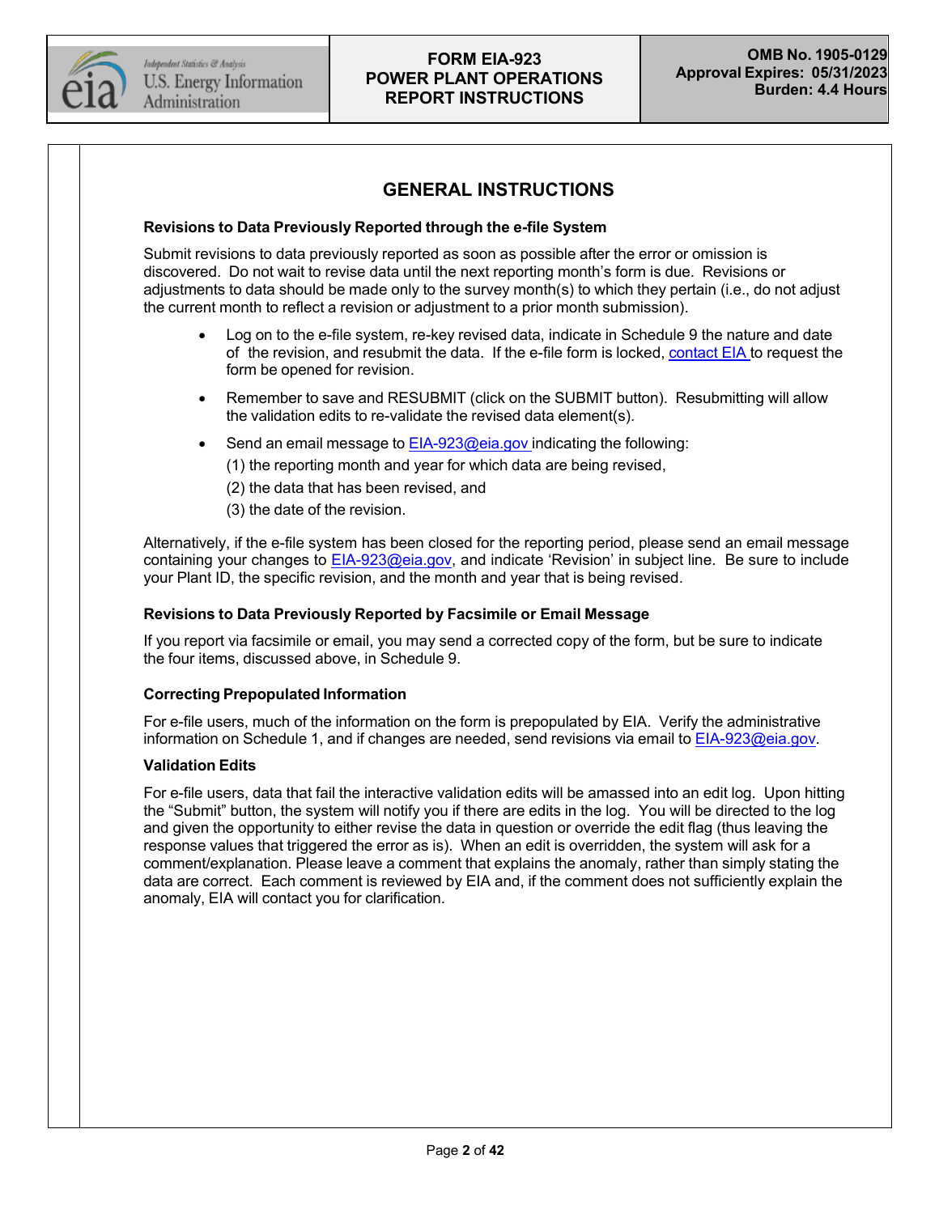## GENERAL INSTRUCTIONS

### Revisions to Data Previously Reported through the e-file System

Submit revisions to data previously reported as soon as possible after the error or omission is discovered. Do not wait to revise data until the next reporting month's form is due. Revisions or adjustments to data should be made only to the survey month(s) to which they pertain (i.e., do not adjust the current month to reflect a revision or adjustment to a prior month submission).

- Log on to the e-file system, re-key revised data, indicate in Schedule 9 the nature and date of the revision, and resubmit the data. If the e-file form is locked, contact EIA to request the form be opened for revision.
- Remember to save and RESUBMIT (click on the SUBMIT button). Resubmitting will allow the validation edits to re-validate the revised data element(s).
- Send an email message to EIA-923@eia.gov indicating the following:
  (1) the reporting month and year for which data are being revised,
  (2) the data that has been revised, and
  (3) the date of the revision.

Alternatively, if the e-file system has been closed for the reporting period, please send an email message containing your changes to EIA-923@eia.gov, and indicate 'Revision' in subject line. Be sure to include your Plant ID, the specific revision, and the month and year that is being revised.

### Revisions to Data Previously Reported by Facsimile or Email Message

If you report via facsimile or email, you may send a corrected copy of the form, but be sure to indicate the four items, discussed above, in Schedule 9.

### Correcting Prepopulated Information

For e-file users, much of the information on the form is prepopulated by EIA. Verify the administrative information on Schedule 1, and if changes are needed, send revisions via email to EIA-923@eia.gov.

### Validation Edits

For e-file users, data that fail the interactive validation edits will be amassed into an edit log. Upon hitting the "Submit" button, the system will notify you if there are edits in the log. You will be directed to the log and given the opportunity to either revise the data in question or override the edit flag (thus leaving the response values that triggered the error as is). When an edit is overridden, the system will ask for a comment/explanation. Please leave a comment that explains the anomaly, rather than simply stating the data are correct. Each comment is reviewed by EIA and, if the comment does not sufficiently explain the anomaly, EIA will contact you for clarification.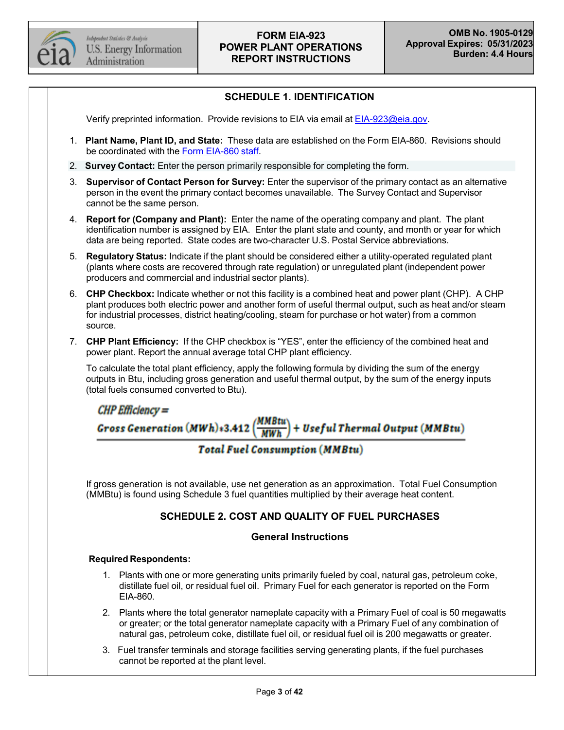## SCHEDULE 1. IDENTIFICATION

Verify preprinted information. Provide revisions to EIA via email at EIA-923@eia.gov.

1. **Plant Name, Plant ID, and State:** These data are established on the Form EIA-860. Revisions should be coordinated with the Form EIA-860 staff.
2. **Survey Contact:** Enter the person primarily responsible for completing the form.
3. **Supervisor of Contact Person for Survey:** Enter the supervisor of the primary contact as an alternative person in the event the primary contact becomes unavailable. The Survey Contact and Supervisor cannot be the same person.
4. **Report for (Company and Plant):** Enter the name of the operating company and plant. The plant identification number is assigned by EIA. Enter the plant state and county, and month or year for which data are being reported. State codes are two-character U.S. Postal Service abbreviations.
5. **Regulatory Status:** Indicate if the plant should be considered either a utility-operated regulated plant (plants where costs are recovered through rate regulation) or unregulated plant (independent power producers and commercial and industrial sector plants).
6. **CHP Checkbox:** Indicate whether or not this facility is a combined heat and power plant (CHP). A CHP plant produces both electric power and another form of useful thermal output, such as heat and/or steam for industrial processes, district heating/cooling, steam for purchase or hot water) from a common source.
7. **CHP Plant Efficiency:** If the CHP checkbox is "YES", enter the efficiency of the combined heat and power plant. Report the annual average total CHP plant efficiency.

   To calculate the total plant efficiency, apply the following formula by dividing the sum of the energy outputs in Btu, including gross generation and useful thermal output, by the sum of the energy inputs (total fuels consumed converted to Btu).

$$\text{CHP Efficiency} = \frac{\text{Gross Generation (MWh)} * 3.412\left(\frac{\text{MMBtu}}{\text{MWh}}\right) + \text{Useful Thermal Output (MMBtu)}}{\text{Total Fuel Consumption (MMBtu)}}$$

   If gross generation is not available, use net generation as an approximation. Total Fuel Consumption (MMBtu) is found using Schedule 3 fuel quantities multiplied by their average heat content.

## SCHEDULE 2. COST AND QUALITY OF FUEL PURCHASES

### General Instructions

**Required Respondents:**

1. Plants with one or more generating units primarily fueled by coal, natural gas, petroleum coke, distillate fuel oil, or residual fuel oil. Primary Fuel for each generator is reported on the Form EIA-860.
2. Plants where the total generator nameplate capacity with a Primary Fuel of coal is 50 megawatts or greater; or the total generator nameplate capacity with a Primary Fuel of any combination of natural gas, petroleum coke, distillate fuel oil, or residual fuel oil is 200 megawatts or greater.
3. Fuel transfer terminals and storage facilities serving generating plants, if the fuel purchases cannot be reported at the plant level.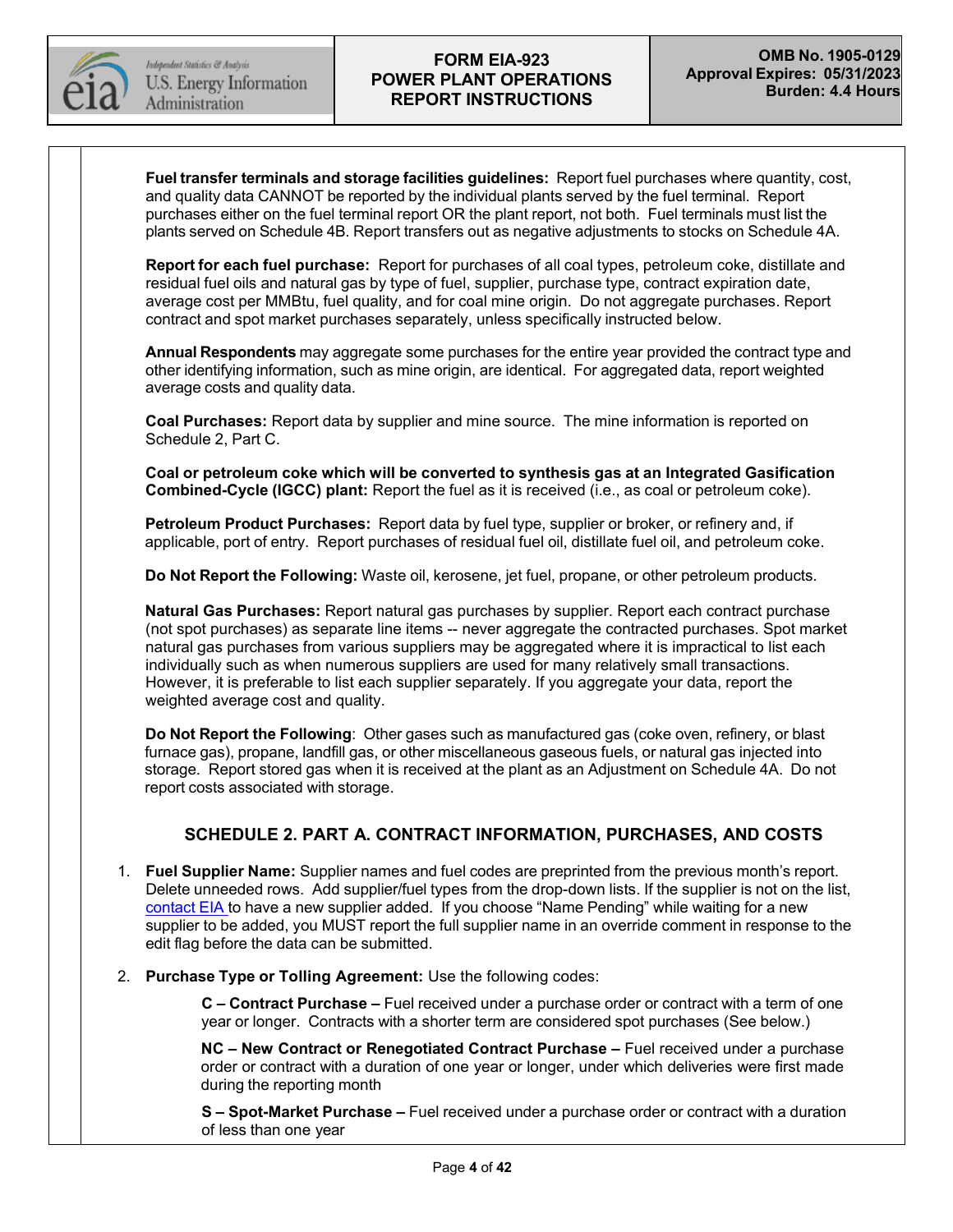**Fuel transfer terminals and storage facilities guidelines:** Report fuel purchases where quantity, cost, and quality data CANNOT be reported by the individual plants served by the fuel terminal. Report purchases either on the fuel terminal report OR the plant report, not both. Fuel terminals must list the plants served on Schedule 4B. Report transfers out as negative adjustments to stocks on Schedule 4A.

**Report for each fuel purchase:** Report for purchases of all coal types, petroleum coke, distillate and residual fuel oils and natural gas by type of fuel, supplier, purchase type, contract expiration date, average cost per MMBtu, fuel quality, and for coal mine origin. Do not aggregate purchases. Report contract and spot market purchases separately, unless specifically instructed below.

**Annual Respondents** may aggregate some purchases for the entire year provided the contract type and other identifying information, such as mine origin, are identical. For aggregated data, report weighted average costs and quality data.

**Coal Purchases:** Report data by supplier and mine source. The mine information is reported on Schedule 2, Part C.

**Coal or petroleum coke which will be converted to synthesis gas at an Integrated Gasification Combined-Cycle (IGCC) plant:** Report the fuel as it is received (i.e., as coal or petroleum coke).

**Petroleum Product Purchases:** Report data by fuel type, supplier or broker, or refinery and, if applicable, port of entry. Report purchases of residual fuel oil, distillate fuel oil, and petroleum coke.

**Do Not Report the Following:** Waste oil, kerosene, jet fuel, propane, or other petroleum products.

**Natural Gas Purchases:** Report natural gas purchases by supplier. Report each contract purchase (not spot purchases) as separate line items -- never aggregate the contracted purchases. Spot market natural gas purchases from various suppliers may be aggregated where it is impractical to list each individually such as when numerous suppliers are used for many relatively small transactions. However, it is preferable to list each supplier separately. If you aggregate your data, report the weighted average cost and quality.

**Do Not Report the Following**: Other gases such as manufactured gas (coke oven, refinery, or blast furnace gas), propane, landfill gas, or other miscellaneous gaseous fuels, or natural gas injected into storage. Report stored gas when it is received at the plant as an Adjustment on Schedule 4A. Do not report costs associated with storage.

## SCHEDULE 2. PART A. CONTRACT INFORMATION, PURCHASES, AND COSTS

1. **Fuel Supplier Name:** Supplier names and fuel codes are preprinted from the previous month's report. Delete unneeded rows. Add supplier/fuel types from the drop-down lists. If the supplier is not on the list, contact EIA to have a new supplier added. If you choose "Name Pending" while waiting for a new supplier to be added, you MUST report the full supplier name in an override comment in response to the edit flag before the data can be submitted.

2. **Purchase Type or Tolling Agreement:** Use the following codes:

   **C – Contract Purchase –** Fuel received under a purchase order or contract with a term of one year or longer. Contracts with a shorter term are considered spot purchases (See below.)

   **NC – New Contract or Renegotiated Contract Purchase –** Fuel received under a purchase order or contract with a duration of one year or longer, under which deliveries were first made during the reporting month

   **S – Spot-Market Purchase –** Fuel received under a purchase order or contract with a duration of less than one year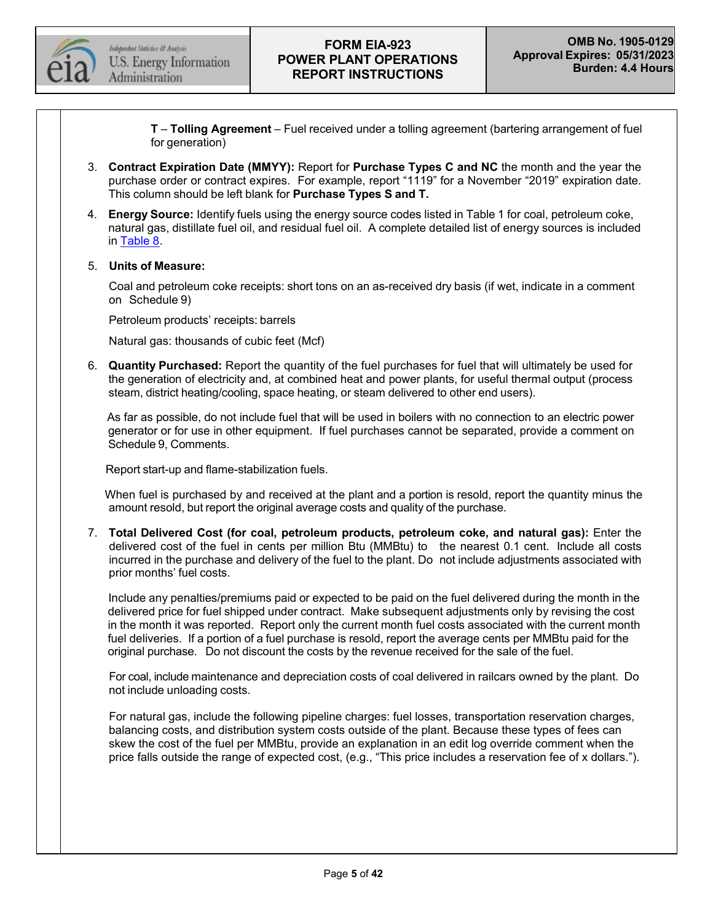**T** – **Tolling Agreement** – Fuel received under a tolling agreement (bartering arrangement of fuel for generation)

3. **Contract Expiration Date (MMYY):** Report for **Purchase Types C and NC** the month and the year the purchase order or contract expires. For example, report "1119" for a November "2019" expiration date. This column should be left blank for **Purchase Types S and T.**

4. **Energy Source:** Identify fuels using the energy source codes listed in Table 1 for coal, petroleum coke, natural gas, distillate fuel oil, and residual fuel oil. A complete detailed list of energy sources is included in Table 8.

5. **Units of Measure:**

   Coal and petroleum coke receipts: short tons on an as-received dry basis (if wet, indicate in a comment on Schedule 9)

   Petroleum products' receipts: barrels

   Natural gas: thousands of cubic feet (Mcf)

6. **Quantity Purchased:** Report the quantity of the fuel purchases for fuel that will ultimately be used for the generation of electricity and, at combined heat and power plants, for useful thermal output (process steam, district heating/cooling, space heating, or steam delivered to other end users).

   As far as possible, do not include fuel that will be used in boilers with no connection to an electric power generator or for use in other equipment. If fuel purchases cannot be separated, provide a comment on Schedule 9, Comments.

   Report start-up and flame-stabilization fuels.

   When fuel is purchased by and received at the plant and a portion is resold, report the quantity minus the amount resold, but report the original average costs and quality of the purchase.

7. **Total Delivered Cost (for coal, petroleum products, petroleum coke, and natural gas):** Enter the delivered cost of the fuel in cents per million Btu (MMBtu) to the nearest 0.1 cent. Include all costs incurred in the purchase and delivery of the fuel to the plant. Do not include adjustments associated with prior months' fuel costs.

   Include any penalties/premiums paid or expected to be paid on the fuel delivered during the month in the delivered price for fuel shipped under contract. Make subsequent adjustments only by revising the cost in the month it was reported. Report only the current month fuel costs associated with the current month fuel deliveries. If a portion of a fuel purchase is resold, report the average cents per MMBtu paid for the original purchase. Do not discount the costs by the revenue received for the sale of the fuel.

   For coal, include maintenance and depreciation costs of coal delivered in railcars owned by the plant. Do not include unloading costs.

   For natural gas, include the following pipeline charges: fuel losses, transportation reservation charges, balancing costs, and distribution system costs outside of the plant. Because these types of fees can skew the cost of the fuel per MMBtu, provide an explanation in an edit log override comment when the price falls outside the range of expected cost, (e.g., "This price includes a reservation fee of x dollars.").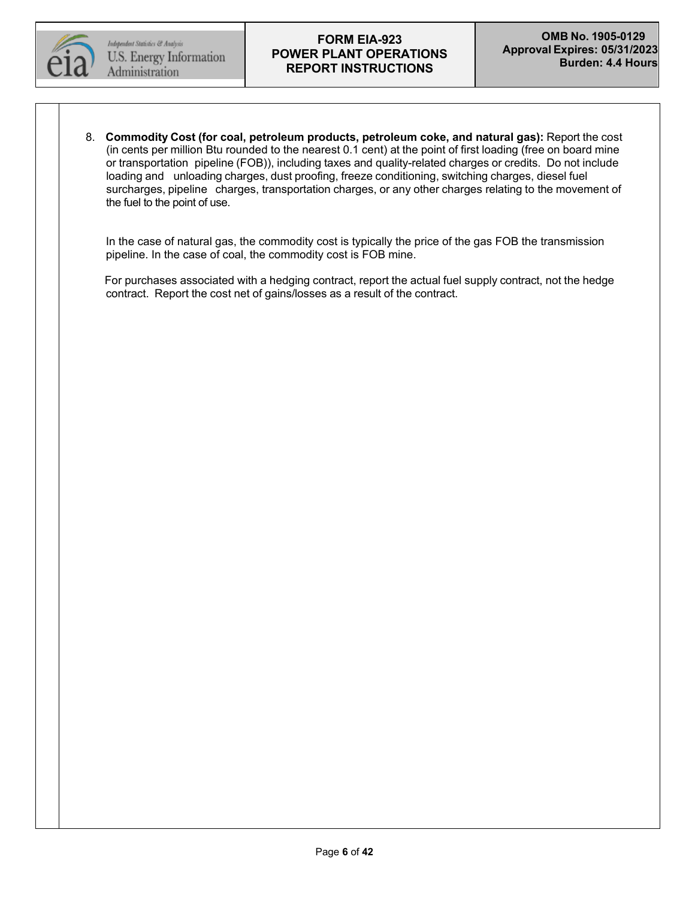8. **Commodity Cost (for coal, petroleum products, petroleum coke, and natural gas):** Report the cost (in cents per million Btu rounded to the nearest 0.1 cent) at the point of first loading (free on board mine or transportation pipeline (FOB)), including taxes and quality-related charges or credits. Do not include loading and unloading charges, dust proofing, freeze conditioning, switching charges, diesel fuel surcharges, pipeline charges, transportation charges, or any other charges relating to the movement of the fuel to the point of use.

   In the case of natural gas, the commodity cost is typically the price of the gas FOB the transmission pipeline. In the case of coal, the commodity cost is FOB mine.

   For purchases associated with a hedging contract, report the actual fuel supply contract, not the hedge contract. Report the cost net of gains/losses as a result of the contract.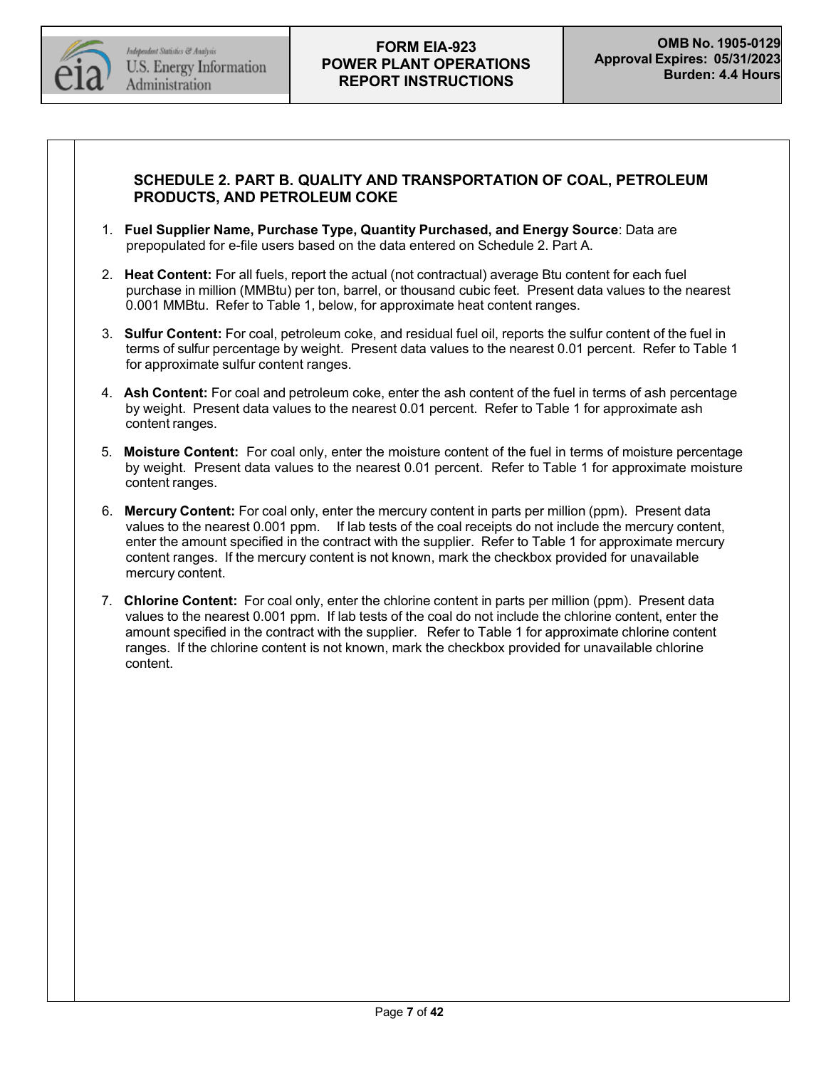## SCHEDULE 2. PART B. QUALITY AND TRANSPORTATION OF COAL, PETROLEUM PRODUCTS, AND PETROLEUM COKE

1. **Fuel Supplier Name, Purchase Type, Quantity Purchased, and Energy Source**: Data are prepopulated for e-file users based on the data entered on Schedule 2. Part A.

2. **Heat Content:** For all fuels, report the actual (not contractual) average Btu content for each fuel purchase in million (MMBtu) per ton, barrel, or thousand cubic feet. Present data values to the nearest 0.001 MMBtu. Refer to Table 1, below, for approximate heat content ranges.

3. **Sulfur Content:** For coal, petroleum coke, and residual fuel oil, reports the sulfur content of the fuel in terms of sulfur percentage by weight. Present data values to the nearest 0.01 percent. Refer to Table 1 for approximate sulfur content ranges.

4. **Ash Content:** For coal and petroleum coke, enter the ash content of the fuel in terms of ash percentage by weight. Present data values to the nearest 0.01 percent. Refer to Table 1 for approximate ash content ranges.

5. **Moisture Content:** For coal only, enter the moisture content of the fuel in terms of moisture percentage by weight. Present data values to the nearest 0.01 percent. Refer to Table 1 for approximate moisture content ranges.

6. **Mercury Content:** For coal only, enter the mercury content in parts per million (ppm). Present data values to the nearest 0.001 ppm. If lab tests of the coal receipts do not include the mercury content, enter the amount specified in the contract with the supplier. Refer to Table 1 for approximate mercury content ranges. If the mercury content is not known, mark the checkbox provided for unavailable mercury content.

7. **Chlorine Content:** For coal only, enter the chlorine content in parts per million (ppm). Present data values to the nearest 0.001 ppm. If lab tests of the coal do not include the chlorine content, enter the amount specified in the contract with the supplier. Refer to Table 1 for approximate chlorine content ranges. If the chlorine content is not known, mark the checkbox provided for unavailable chlorine content.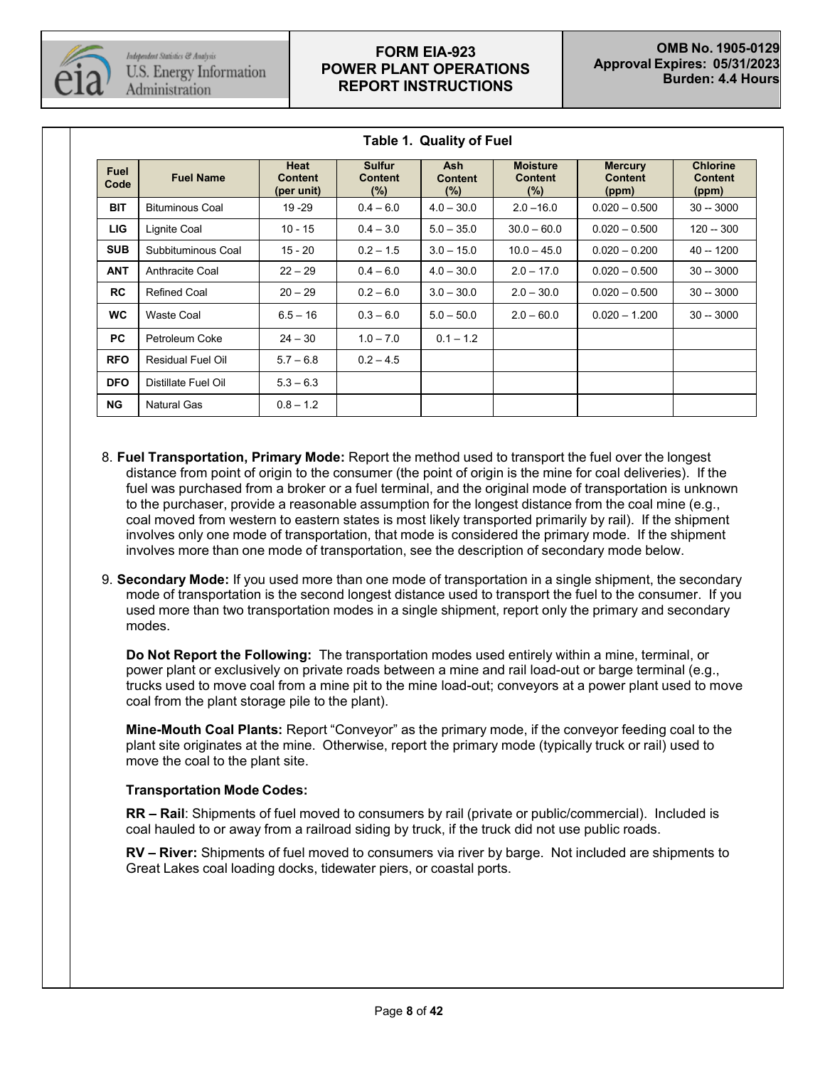**Table 1. Quality of Fuel**

| Fuel Code | Fuel Name | Heat Content (per unit) | Sulfur Content (%) | Ash Content (%) | Moisture Content (%) | Mercury Content (ppm) | Chlorine Content (ppm) |
|---|---|---|---|---|---|---|---|
| **BIT** | Bituminous Coal | 19 -29 | 0.4 – 6.0 | 4.0 – 30.0 | 2.0 –16.0 | 0.020 – 0.500 | 30 -- 3000 |
| **LIG** | Lignite Coal | 10 - 15 | 0.4 – 3.0 | 5.0 – 35.0 | 30.0 – 60.0 | 0.020 – 0.500 | 120 -- 300 |
| **SUB** | Subbituminous Coal | 15 - 20 | 0.2 – 1.5 | 3.0 – 15.0 | 10.0 – 45.0 | 0.020 – 0.200 | 40 -- 1200 |
| **ANT** | Anthracite Coal | 22 – 29 | 0.4 – 6.0 | 4.0 – 30.0 | 2.0 – 17.0 | 0.020 – 0.500 | 30 -- 3000 |
| **RC** | Refined Coal | 20 – 29 | 0.2 – 6.0 | 3.0 – 30.0 | 2.0 – 30.0 | 0.020 – 0.500 | 30 -- 3000 |
| **WC** | Waste Coal | 6.5 – 16 | 0.3 – 6.0 | 5.0 – 50.0 | 2.0 – 60.0 | 0.020 – 1.200 | 30 -- 3000 |
| **PC** | Petroleum Coke | 24 – 30 | 1.0 – 7.0 | 0.1 – 1.2 | | | |
| **RFO** | Residual Fuel Oil | 5.7 – 6.8 | 0.2 – 4.5 | | | | |
| **DFO** | Distillate Fuel Oil | 5.3 – 6.3 | | | | | |
| **NG** | Natural Gas | 0.8 – 1.2 | | | | | |

8. **Fuel Transportation, Primary Mode:** Report the method used to transport the fuel over the longest distance from point of origin to the consumer (the point of origin is the mine for coal deliveries). If the fuel was purchased from a broker or a fuel terminal, and the original mode of transportation is unknown to the purchaser, provide a reasonable assumption for the longest distance from the coal mine (e.g., coal moved from western to eastern states is most likely transported primarily by rail). If the shipment involves only one mode of transportation, that mode is considered the primary mode. If the shipment involves more than one mode of transportation, see the description of secondary mode below.

9. **Secondary Mode:** If you used more than one mode of transportation in a single shipment, the secondary mode of transportation is the second longest distance used to transport the fuel to the consumer. If you used more than two transportation modes in a single shipment, report only the primary and secondary modes.

   **Do Not Report the Following:** The transportation modes used entirely within a mine, terminal, or power plant or exclusively on private roads between a mine and rail load-out or barge terminal (e.g., trucks used to move coal from a mine pit to the mine load-out; conveyors at a power plant used to move coal from the plant storage pile to the plant).

   **Mine-Mouth Coal Plants:** Report "Conveyor" as the primary mode, if the conveyor feeding coal to the plant site originates at the mine. Otherwise, report the primary mode (typically truck or rail) used to move the coal to the plant site.

   **Transportation Mode Codes:**

   **RR – Rail**: Shipments of fuel moved to consumers by rail (private or public/commercial). Included is coal hauled to or away from a railroad siding by truck, if the truck did not use public roads.

   **RV – River:** Shipments of fuel moved to consumers via river by barge. Not included are shipments to Great Lakes coal loading docks, tidewater piers, or coastal ports.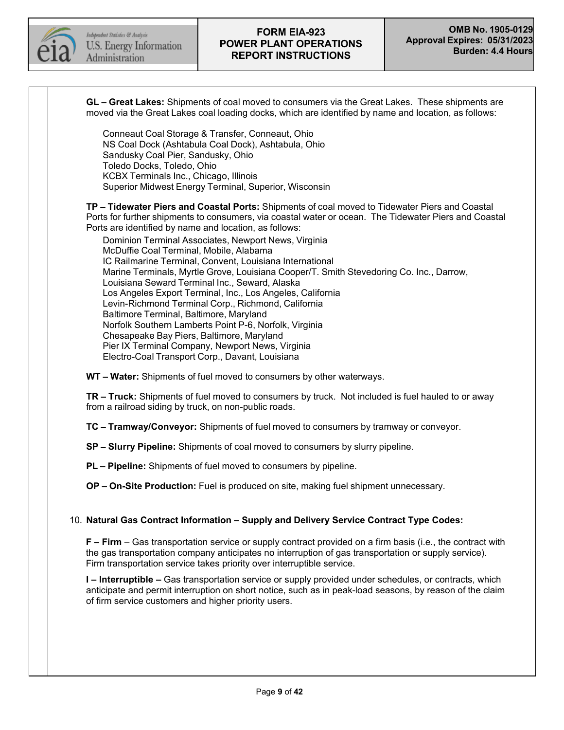**GL – Great Lakes:** Shipments of coal moved to consumers via the Great Lakes. These shipments are moved via the Great Lakes coal loading docks, which are identified by name and location, as follows:

Conneaut Coal Storage & Transfer, Conneaut, Ohio
NS Coal Dock (Ashtabula Coal Dock), Ashtabula, Ohio
Sandusky Coal Pier, Sandusky, Ohio
Toledo Docks, Toledo, Ohio
KCBX Terminals Inc., Chicago, Illinois
Superior Midwest Energy Terminal, Superior, Wisconsin

**TP – Tidewater Piers and Coastal Ports:** Shipments of coal moved to Tidewater Piers and Coastal Ports for further shipments to consumers, via coastal water or ocean. The Tidewater Piers and Coastal Ports are identified by name and location, as follows:

Dominion Terminal Associates, Newport News, Virginia
McDuffie Coal Terminal, Mobile, Alabama
IC Railmarine Terminal, Convent, Louisiana International
Marine Terminals, Myrtle Grove, Louisiana Cooper/T. Smith Stevedoring Co. Inc., Darrow,
Louisiana Seward Terminal Inc., Seward, Alaska
Los Angeles Export Terminal, Inc., Los Angeles, California
Levin-Richmond Terminal Corp., Richmond, California
Baltimore Terminal, Baltimore, Maryland
Norfolk Southern Lamberts Point P-6, Norfolk, Virginia
Chesapeake Bay Piers, Baltimore, Maryland
Pier IX Terminal Company, Newport News, Virginia
Electro-Coal Transport Corp., Davant, Louisiana

**WT – Water:** Shipments of fuel moved to consumers by other waterways.

**TR – Truck:** Shipments of fuel moved to consumers by truck. Not included is fuel hauled to or away from a railroad siding by truck, on non-public roads.

**TC – Tramway/Conveyor:** Shipments of fuel moved to consumers by tramway or conveyor.

**SP – Slurry Pipeline:** Shipments of coal moved to consumers by slurry pipeline.

**PL – Pipeline:** Shipments of fuel moved to consumers by pipeline.

**OP – On-Site Production:** Fuel is produced on site, making fuel shipment unnecessary.

10. **Natural Gas Contract Information – Supply and Delivery Service Contract Type Codes:**

**F – Firm** – Gas transportation service or supply contract provided on a firm basis (i.e., the contract with the gas transportation company anticipates no interruption of gas transportation or supply service). Firm transportation service takes priority over interruptible service.

**I – Interruptible –** Gas transportation service or supply provided under schedules, or contracts, which anticipate and permit interruption on short notice, such as in peak-load seasons, by reason of the claim of firm service customers and higher priority users.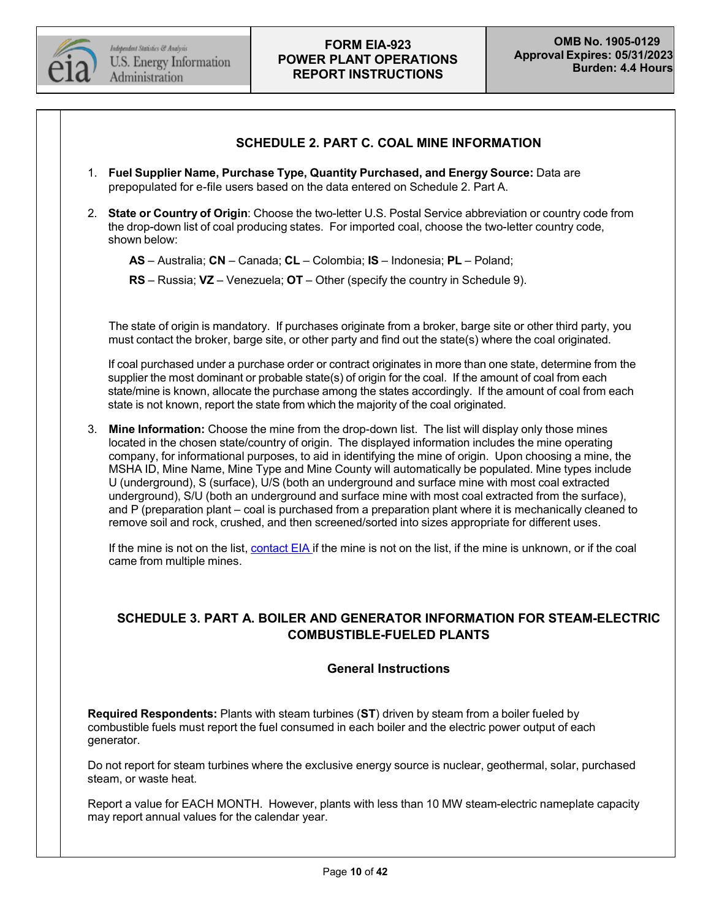## SCHEDULE 2. PART C. COAL MINE INFORMATION

1. **Fuel Supplier Name, Purchase Type, Quantity Purchased, and Energy Source:** Data are prepopulated for e-file users based on the data entered on Schedule 2. Part A.

2. **State or Country of Origin**: Choose the two-letter U.S. Postal Service abbreviation or country code from the drop-down list of coal producing states. For imported coal, choose the two-letter country code, shown below:

   **AS** – Australia; **CN** – Canada; **CL** – Colombia; **IS** – Indonesia; **PL** – Poland;

   **RS** – Russia; **VZ** – Venezuela; **OT** – Other (specify the country in Schedule 9).

   The state of origin is mandatory. If purchases originate from a broker, barge site or other third party, you must contact the broker, barge site, or other party and find out the state(s) where the coal originated.

   If coal purchased under a purchase order or contract originates in more than one state, determine from the supplier the most dominant or probable state(s) of origin for the coal. If the amount of coal from each state/mine is known, allocate the purchase among the states accordingly. If the amount of coal from each state is not known, report the state from which the majority of the coal originated.

3. **Mine Information:** Choose the mine from the drop-down list. The list will display only those mines located in the chosen state/country of origin. The displayed information includes the mine operating company, for informational purposes, to aid in identifying the mine of origin. Upon choosing a mine, the MSHA ID, Mine Name, Mine Type and Mine County will automatically be populated. Mine types include U (underground), S (surface), U/S (both an underground and surface mine with most coal extracted underground), S/U (both an underground and surface mine with most coal extracted from the surface), and P (preparation plant – coal is purchased from a preparation plant where it is mechanically cleaned to remove soil and rock, crushed, and then screened/sorted into sizes appropriate for different uses.

   If the mine is not on the list, contact EIA if the mine is not on the list, if the mine is unknown, or if the coal came from multiple mines.

## SCHEDULE 3. PART A. BOILER AND GENERATOR INFORMATION FOR STEAM-ELECTRIC COMBUSTIBLE-FUELED PLANTS

### General Instructions

**Required Respondents:** Plants with steam turbines (**ST**) driven by steam from a boiler fueled by combustible fuels must report the fuel consumed in each boiler and the electric power output of each generator.

Do not report for steam turbines where the exclusive energy source is nuclear, geothermal, solar, purchased steam, or waste heat.

Report a value for EACH MONTH. However, plants with less than 10 MW steam-electric nameplate capacity may report annual values for the calendar year.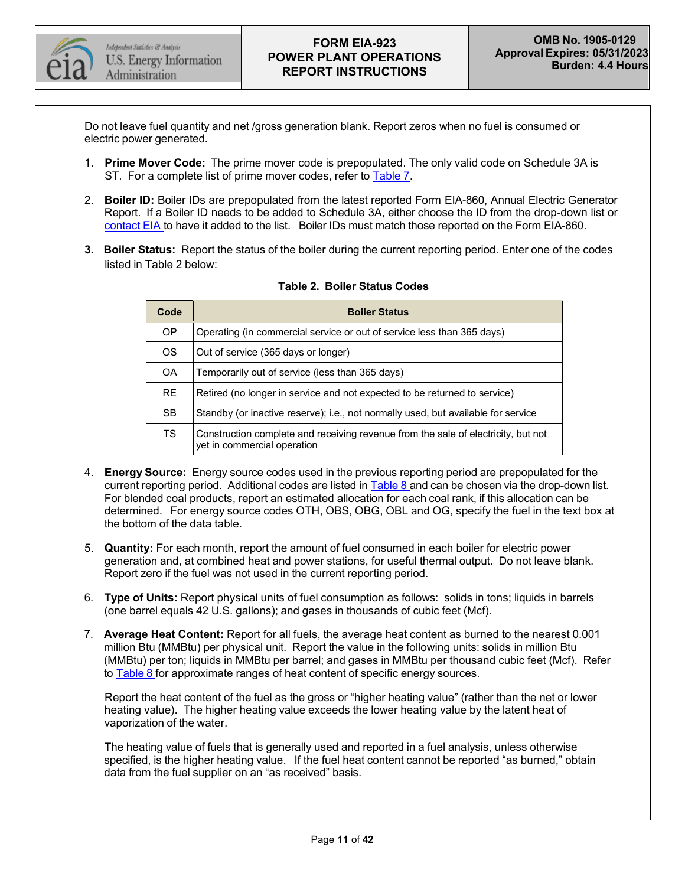Do not leave fuel quantity and net /gross generation blank. Report zeros when no fuel is consumed or electric power generated**.**

1. **Prime Mover Code:** The prime mover code is prepopulated. The only valid code on Schedule 3A is ST. For a complete list of prime mover codes, refer to Table 7.

2. **Boiler ID:** Boiler IDs are prepopulated from the latest reported Form EIA-860, Annual Electric Generator Report. If a Boiler ID needs to be added to Schedule 3A, either choose the ID from the drop-down list or contact EIA to have it added to the list. Boiler IDs must match those reported on the Form EIA-860.

3. **Boiler Status:** Report the status of the boiler during the current reporting period. Enter one of the codes listed in Table 2 below:

**Table 2. Boiler Status Codes**

| Code | Boiler Status |
|---|---|
| OP | Operating (in commercial service or out of service less than 365 days) |
| OS | Out of service (365 days or longer) |
| OA | Temporarily out of service (less than 365 days) |
| RE | Retired (no longer in service and not expected to be returned to service) |
| SB | Standby (or inactive reserve); i.e., not normally used, but available for service |
| TS | Construction complete and receiving revenue from the sale of electricity, but not yet in commercial operation |

4. **Energy Source:** Energy source codes used in the previous reporting period are prepopulated for the current reporting period. Additional codes are listed in Table 8 and can be chosen via the drop-down list. For blended coal products, report an estimated allocation for each coal rank, if this allocation can be determined. For energy source codes OTH, OBS, OBG, OBL and OG, specify the fuel in the text box at the bottom of the data table.

5. **Quantity:** For each month, report the amount of fuel consumed in each boiler for electric power generation and, at combined heat and power stations, for useful thermal output. Do not leave blank. Report zero if the fuel was not used in the current reporting period.

6. **Type of Units:** Report physical units of fuel consumption as follows: solids in tons; liquids in barrels (one barrel equals 42 U.S. gallons); and gases in thousands of cubic feet (Mcf).

7. **Average Heat Content:** Report for all fuels, the average heat content as burned to the nearest 0.001 million Btu (MMBtu) per physical unit. Report the value in the following units: solids in million Btu (MMBtu) per ton; liquids in MMBtu per barrel; and gases in MMBtu per thousand cubic feet (Mcf). Refer to Table 8 for approximate ranges of heat content of specific energy sources.

   Report the heat content of the fuel as the gross or "higher heating value" (rather than the net or lower heating value). The higher heating value exceeds the lower heating value by the latent heat of vaporization of the water.

   The heating value of fuels that is generally used and reported in a fuel analysis, unless otherwise specified, is the higher heating value. If the fuel heat content cannot be reported "as burned," obtain data from the fuel supplier on an "as received" basis.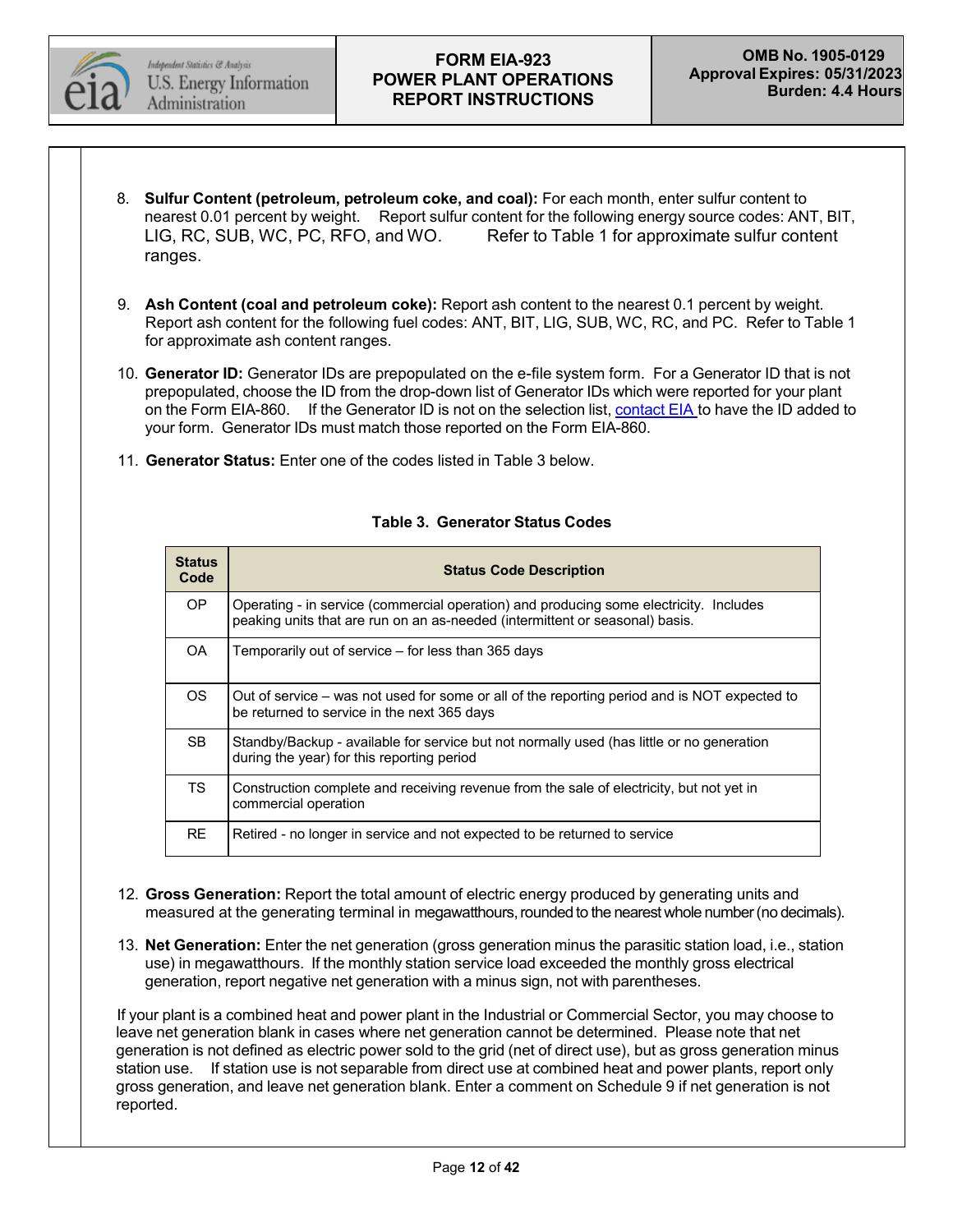8. **Sulfur Content (petroleum, petroleum coke, and coal):** For each month, enter sulfur content to nearest 0.01 percent by weight. Report sulfur content for the following energy source codes: ANT, BIT, LIG, RC, SUB, WC, PC, RFO, and WO. Refer to Table 1 for approximate sulfur content ranges.

9. **Ash Content (coal and petroleum coke):** Report ash content to the nearest 0.1 percent by weight. Report ash content for the following fuel codes: ANT, BIT, LIG, SUB, WC, RC, and PC. Refer to Table 1 for approximate ash content ranges.

10. **Generator ID:** Generator IDs are prepopulated on the e-file system form. For a Generator ID that is not prepopulated, choose the ID from the drop-down list of Generator IDs which were reported for your plant on the Form EIA-860. If the Generator ID is not on the selection list, contact EIA to have the ID added to your form. Generator IDs must match those reported on the Form EIA-860.

11. **Generator Status:** Enter one of the codes listed in Table 3 below.

**Table 3. Generator Status Codes**

| Status Code | Status Code Description |
|---|---|
| OP | Operating - in service (commercial operation) and producing some electricity. Includes peaking units that are run on an as-needed (intermittent or seasonal) basis. |
| OA | Temporarily out of service – for less than 365 days |
| OS | Out of service – was not used for some or all of the reporting period and is NOT expected to be returned to service in the next 365 days |
| SB | Standby/Backup - available for service but not normally used (has little or no generation during the year) for this reporting period |
| TS | Construction complete and receiving revenue from the sale of electricity, but not yet in commercial operation |
| RE | Retired - no longer in service and not expected to be returned to service |

12. **Gross Generation:** Report the total amount of electric energy produced by generating units and measured at the generating terminal in megawatthours, rounded to the nearest whole number (no decimals).

13. **Net Generation:** Enter the net generation (gross generation minus the parasitic station load, i.e., station use) in megawatthours. If the monthly station service load exceeded the monthly gross electrical generation, report negative net generation with a minus sign, not with parentheses.

If your plant is a combined heat and power plant in the Industrial or Commercial Sector, you may choose to leave net generation blank in cases where net generation cannot be determined. Please note that net generation is not defined as electric power sold to the grid (net of direct use), but as gross generation minus station use. If station use is not separable from direct use at combined heat and power plants, report only gross generation, and leave net generation blank. Enter a comment on Schedule 9 if net generation is not reported.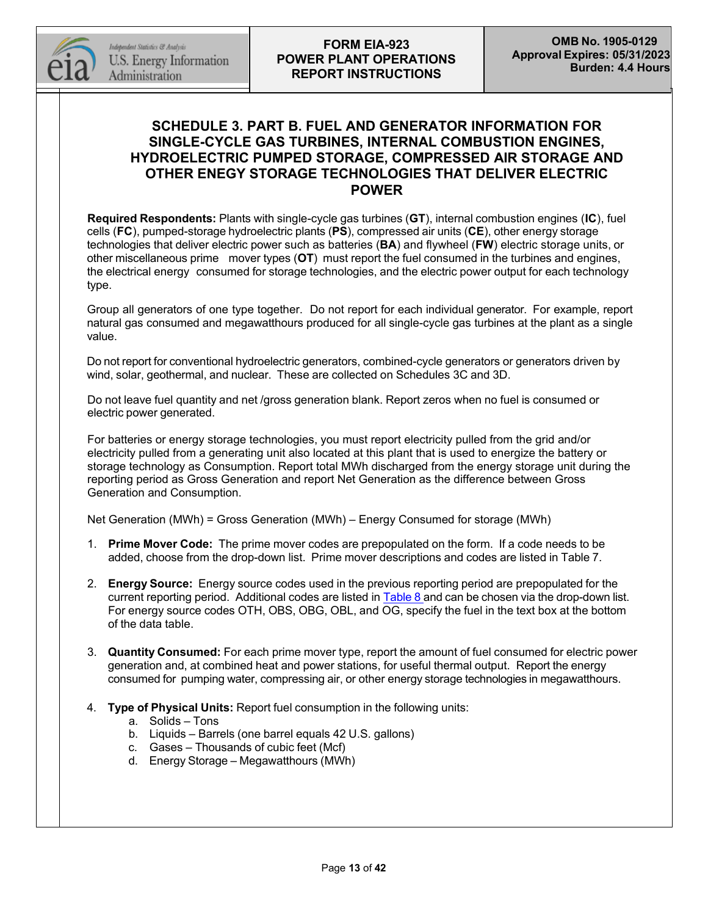## SCHEDULE 3. PART B. FUEL AND GENERATOR INFORMATION FOR SINGLE-CYCLE GAS TURBINES, INTERNAL COMBUSTION ENGINES, HYDROELECTRIC PUMPED STORAGE, COMPRESSED AIR STORAGE AND OTHER ENEGY STORAGE TECHNOLOGIES THAT DELIVER ELECTRIC POWER

**Required Respondents:** Plants with single-cycle gas turbines (**GT**), internal combustion engines (**IC**), fuel cells (**FC**), pumped-storage hydroelectric plants (**PS**), compressed air units (**CE**), other energy storage technologies that deliver electric power such as batteries (**BA**) and flywheel (**FW**) electric storage units, or other miscellaneous prime mover types (**OT**) must report the fuel consumed in the turbines and engines, the electrical energy consumed for storage technologies, and the electric power output for each technology type.

Group all generators of one type together. Do not report for each individual generator. For example, report natural gas consumed and megawatthours produced for all single-cycle gas turbines at the plant as a single value.

Do not report for conventional hydroelectric generators, combined-cycle generators or generators driven by wind, solar, geothermal, and nuclear. These are collected on Schedules 3C and 3D.

Do not leave fuel quantity and net /gross generation blank. Report zeros when no fuel is consumed or electric power generated.

For batteries or energy storage technologies, you must report electricity pulled from the grid and/or electricity pulled from a generating unit also located at this plant that is used to energize the battery or storage technology as Consumption. Report total MWh discharged from the energy storage unit during the reporting period as Gross Generation and report Net Generation as the difference between Gross Generation and Consumption.

Net Generation (MWh) = Gross Generation (MWh) – Energy Consumed for storage (MWh)

1. **Prime Mover Code:** The prime mover codes are prepopulated on the form. If a code needs to be added, choose from the drop-down list. Prime mover descriptions and codes are listed in Table 7.

2. **Energy Source:** Energy source codes used in the previous reporting period are prepopulated for the current reporting period. Additional codes are listed in Table 8 and can be chosen via the drop-down list. For energy source codes OTH, OBS, OBG, OBL, and OG, specify the fuel in the text box at the bottom of the data table.

3. **Quantity Consumed:** For each prime mover type, report the amount of fuel consumed for electric power generation and, at combined heat and power stations, for useful thermal output. Report the energy consumed for pumping water, compressing air, or other energy storage technologies in megawatthours.

4. **Type of Physical Units:** Report fuel consumption in the following units:
   a. Solids – Tons
   b. Liquids – Barrels (one barrel equals 42 U.S. gallons)
   c. Gases – Thousands of cubic feet (Mcf)
   d. Energy Storage – Megawatthours (MWh)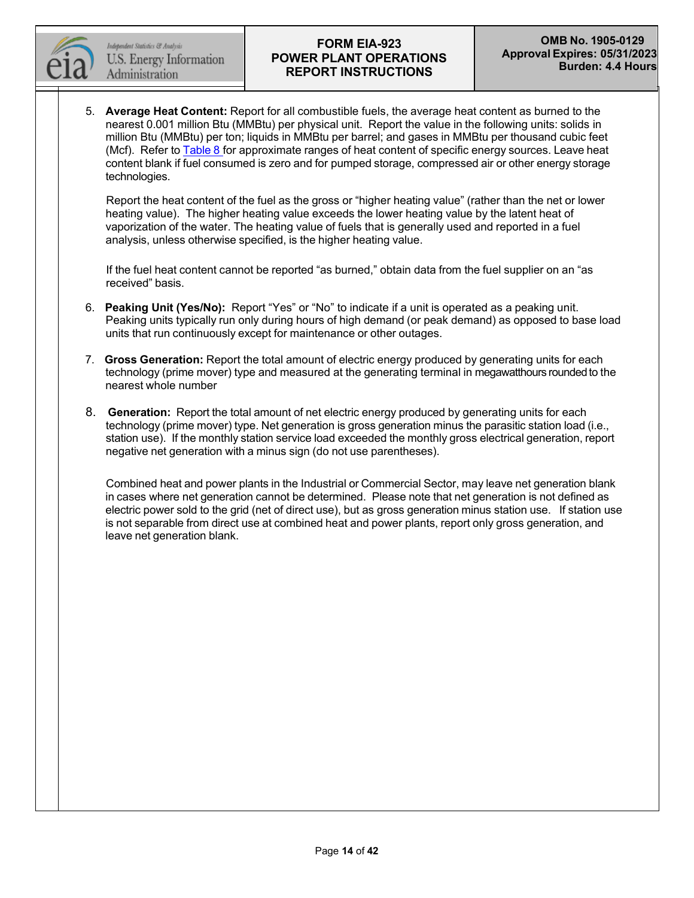5. **Average Heat Content:** Report for all combustible fuels, the average heat content as burned to the nearest 0.001 million Btu (MMBtu) per physical unit. Report the value in the following units: solids in million Btu (MMBtu) per ton; liquids in MMBtu per barrel; and gases in MMBtu per thousand cubic feet (Mcf). Refer to Table 8 for approximate ranges of heat content of specific energy sources. Leave heat content blank if fuel consumed is zero and for pumped storage, compressed air or other energy storage technologies.

   Report the heat content of the fuel as the gross or "higher heating value" (rather than the net or lower heating value). The higher heating value exceeds the lower heating value by the latent heat of vaporization of the water. The heating value of fuels that is generally used and reported in a fuel analysis, unless otherwise specified, is the higher heating value.

   If the fuel heat content cannot be reported "as burned," obtain data from the fuel supplier on an "as received" basis.

6. **Peaking Unit (Yes/No):** Report "Yes" or "No" to indicate if a unit is operated as a peaking unit. Peaking units typically run only during hours of high demand (or peak demand) as opposed to base load units that run continuously except for maintenance or other outages.

7. **Gross Generation:** Report the total amount of electric energy produced by generating units for each technology (prime mover) type and measured at the generating terminal in megawatthours rounded to the nearest whole number

8. **Generation:** Report the total amount of net electric energy produced by generating units for each technology (prime mover) type. Net generation is gross generation minus the parasitic station load (i.e., station use). If the monthly station service load exceeded the monthly gross electrical generation, report negative net generation with a minus sign (do not use parentheses).

   Combined heat and power plants in the Industrial or Commercial Sector, may leave net generation blank in cases where net generation cannot be determined. Please note that net generation is not defined as electric power sold to the grid (net of direct use), but as gross generation minus station use. If station use is not separable from direct use at combined heat and power plants, report only gross generation, and leave net generation blank.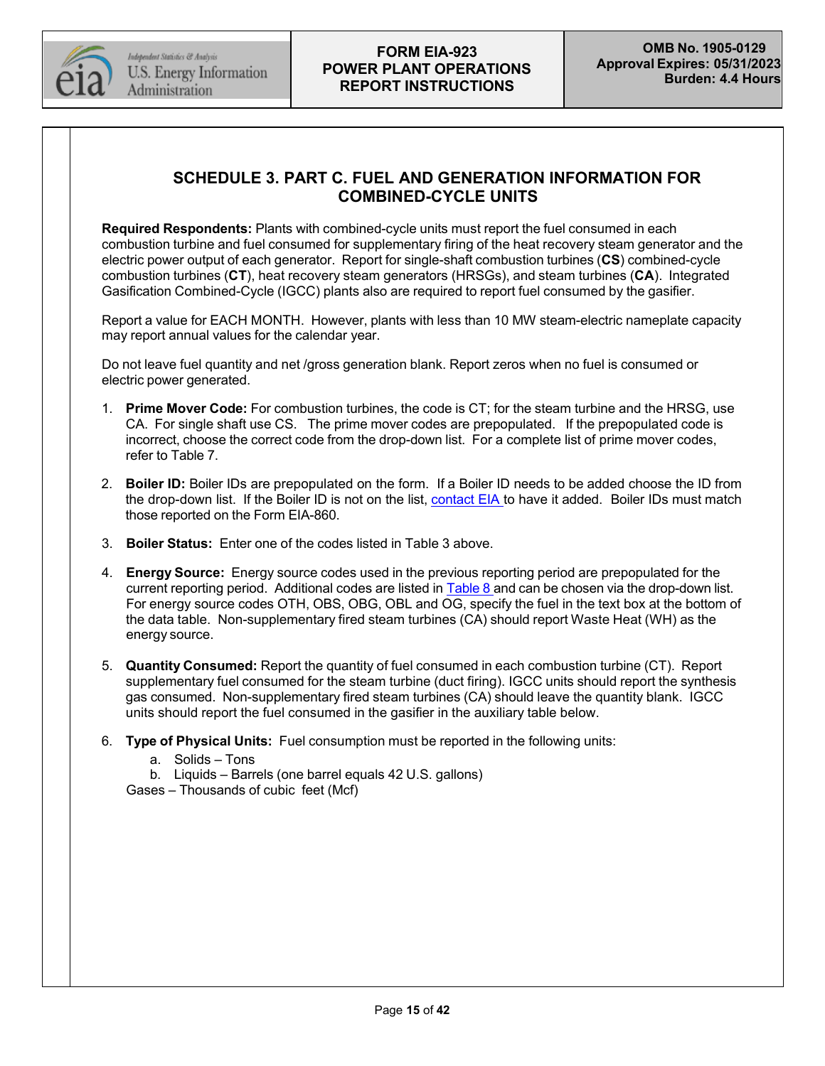## SCHEDULE 3. PART C. FUEL AND GENERATION INFORMATION FOR COMBINED-CYCLE UNITS

**Required Respondents:** Plants with combined-cycle units must report the fuel consumed in each combustion turbine and fuel consumed for supplementary firing of the heat recovery steam generator and the electric power output of each generator. Report for single-shaft combustion turbines (**CS**) combined-cycle combustion turbines (**CT**), heat recovery steam generators (HRSGs), and steam turbines (**CA**). Integrated Gasification Combined-Cycle (IGCC) plants also are required to report fuel consumed by the gasifier.

Report a value for EACH MONTH. However, plants with less than 10 MW steam-electric nameplate capacity may report annual values for the calendar year.

Do not leave fuel quantity and net /gross generation blank. Report zeros when no fuel is consumed or electric power generated.

1. **Prime Mover Code:** For combustion turbines, the code is CT; for the steam turbine and the HRSG, use CA. For single shaft use CS. The prime mover codes are prepopulated. If the prepopulated code is incorrect, choose the correct code from the drop-down list. For a complete list of prime mover codes, refer to Table 7.

2. **Boiler ID:** Boiler IDs are prepopulated on the form. If a Boiler ID needs to be added choose the ID from the drop-down list. If the Boiler ID is not on the list, contact EIA to have it added. Boiler IDs must match those reported on the Form EIA-860.

3. **Boiler Status:** Enter one of the codes listed in Table 3 above.

4. **Energy Source:** Energy source codes used in the previous reporting period are prepopulated for the current reporting period. Additional codes are listed in Table 8 and can be chosen via the drop-down list. For energy source codes OTH, OBS, OBG, OBL and OG, specify the fuel in the text box at the bottom of the data table. Non-supplementary fired steam turbines (CA) should report Waste Heat (WH) as the energy source.

5. **Quantity Consumed:** Report the quantity of fuel consumed in each combustion turbine (CT). Report supplementary fuel consumed for the steam turbine (duct firing). IGCC units should report the synthesis gas consumed. Non-supplementary fired steam turbines (CA) should leave the quantity blank. IGCC units should report the fuel consumed in the gasifier in the auxiliary table below.

6. **Type of Physical Units:** Fuel consumption must be reported in the following units:
    a. Solids – Tons
    b. Liquids – Barrels (one barrel equals 42 U.S. gallons)

    Gases – Thousands of cubic feet (Mcf)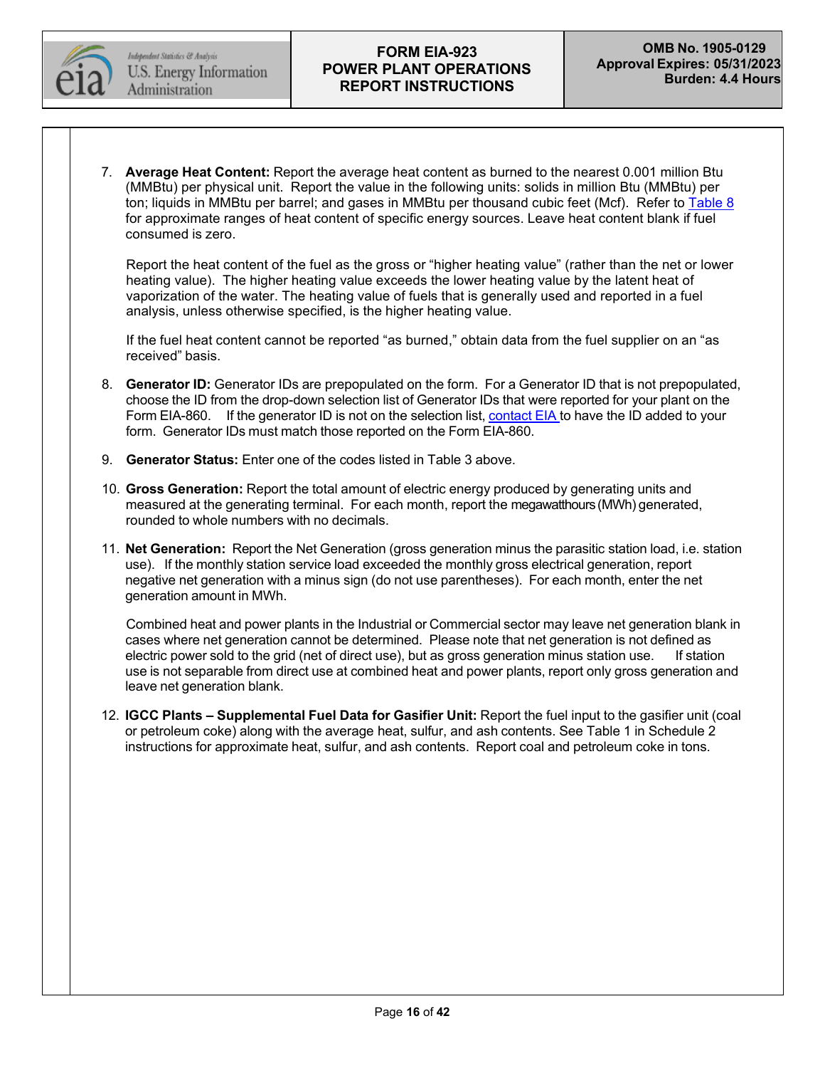7. **Average Heat Content:** Report the average heat content as burned to the nearest 0.001 million Btu (MMBtu) per physical unit. Report the value in the following units: solids in million Btu (MMBtu) per ton; liquids in MMBtu per barrel; and gases in MMBtu per thousand cubic feet (Mcf). Refer to Table 8 for approximate ranges of heat content of specific energy sources. Leave heat content blank if fuel consumed is zero.

   Report the heat content of the fuel as the gross or "higher heating value" (rather than the net or lower heating value). The higher heating value exceeds the lower heating value by the latent heat of vaporization of the water. The heating value of fuels that is generally used and reported in a fuel analysis, unless otherwise specified, is the higher heating value.

   If the fuel heat content cannot be reported "as burned," obtain data from the fuel supplier on an "as received" basis.

8. **Generator ID:** Generator IDs are prepopulated on the form. For a Generator ID that is not prepopulated, choose the ID from the drop-down selection list of Generator IDs that were reported for your plant on the Form EIA-860. If the generator ID is not on the selection list, contact EIA to have the ID added to your form. Generator IDs must match those reported on the Form EIA-860.

9. **Generator Status:** Enter one of the codes listed in Table 3 above.

10. **Gross Generation:** Report the total amount of electric energy produced by generating units and measured at the generating terminal. For each month, report the megawatthours (MWh) generated, rounded to whole numbers with no decimals.

11. **Net Generation:** Report the Net Generation (gross generation minus the parasitic station load, i.e. station use). If the monthly station service load exceeded the monthly gross electrical generation, report negative net generation with a minus sign (do not use parentheses). For each month, enter the net generation amount in MWh.

    Combined heat and power plants in the Industrial or Commercial sector may leave net generation blank in cases where net generation cannot be determined. Please note that net generation is not defined as electric power sold to the grid (net of direct use), but as gross generation minus station use. If station use is not separable from direct use at combined heat and power plants, report only gross generation and leave net generation blank.

12. **IGCC Plants – Supplemental Fuel Data for Gasifier Unit:** Report the fuel input to the gasifier unit (coal or petroleum coke) along with the average heat, sulfur, and ash contents. See Table 1 in Schedule 2 instructions for approximate heat, sulfur, and ash contents. Report coal and petroleum coke in tons.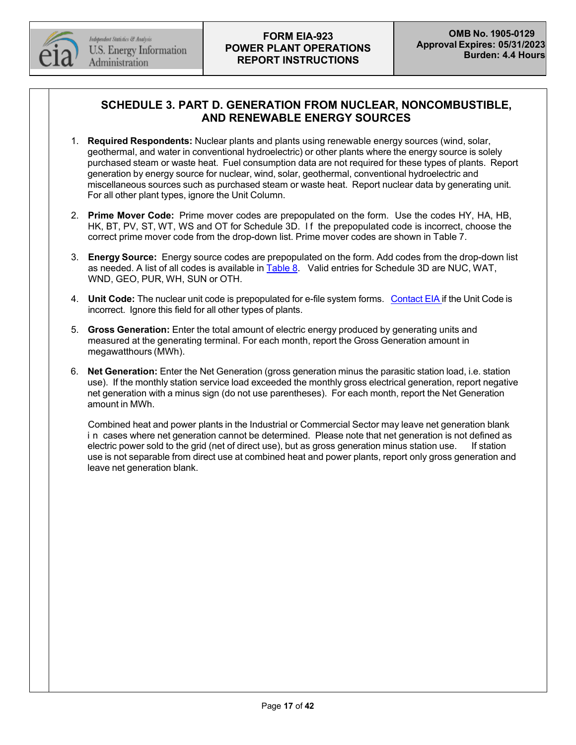## SCHEDULE 3. PART D. GENERATION FROM NUCLEAR, NONCOMBUSTIBLE, AND RENEWABLE ENERGY SOURCES

1. **Required Respondents:** Nuclear plants and plants using renewable energy sources (wind, solar, geothermal, and water in conventional hydroelectric) or other plants where the energy source is solely purchased steam or waste heat. Fuel consumption data are not required for these types of plants. Report generation by energy source for nuclear, wind, solar, geothermal, conventional hydroelectric and miscellaneous sources such as purchased steam or waste heat. Report nuclear data by generating unit. For all other plant types, ignore the Unit Column.

2. **Prime Mover Code:** Prime mover codes are prepopulated on the form. Use the codes HY, HA, HB, HK, BT, PV, ST, WT, WS and OT for Schedule 3D. If the prepopulated code is incorrect, choose the correct prime mover code from the drop-down list. Prime mover codes are shown in Table 7.

3. **Energy Source:** Energy source codes are prepopulated on the form. Add codes from the drop-down list as needed. A list of all codes is available in Table 8. Valid entries for Schedule 3D are NUC, WAT, WND, GEO, PUR, WH, SUN or OTH.

4. **Unit Code:** The nuclear unit code is prepopulated for e-file system forms. Contact EIA if the Unit Code is incorrect. Ignore this field for all other types of plants.

5. **Gross Generation:** Enter the total amount of electric energy produced by generating units and measured at the generating terminal. For each month, report the Gross Generation amount in megawatthours (MWh).

6. **Net Generation:** Enter the Net Generation (gross generation minus the parasitic station load, i.e. station use). If the monthly station service load exceeded the monthly gross electrical generation, report negative net generation with a minus sign (do not use parentheses). For each month, report the Net Generation amount in MWh.

   Combined heat and power plants in the Industrial or Commercial Sector may leave net generation blank in cases where net generation cannot be determined. Please note that net generation is not defined as electric power sold to the grid (net of direct use), but as gross generation minus station use. If station use is not separable from direct use at combined heat and power plants, report only gross generation and leave net generation blank.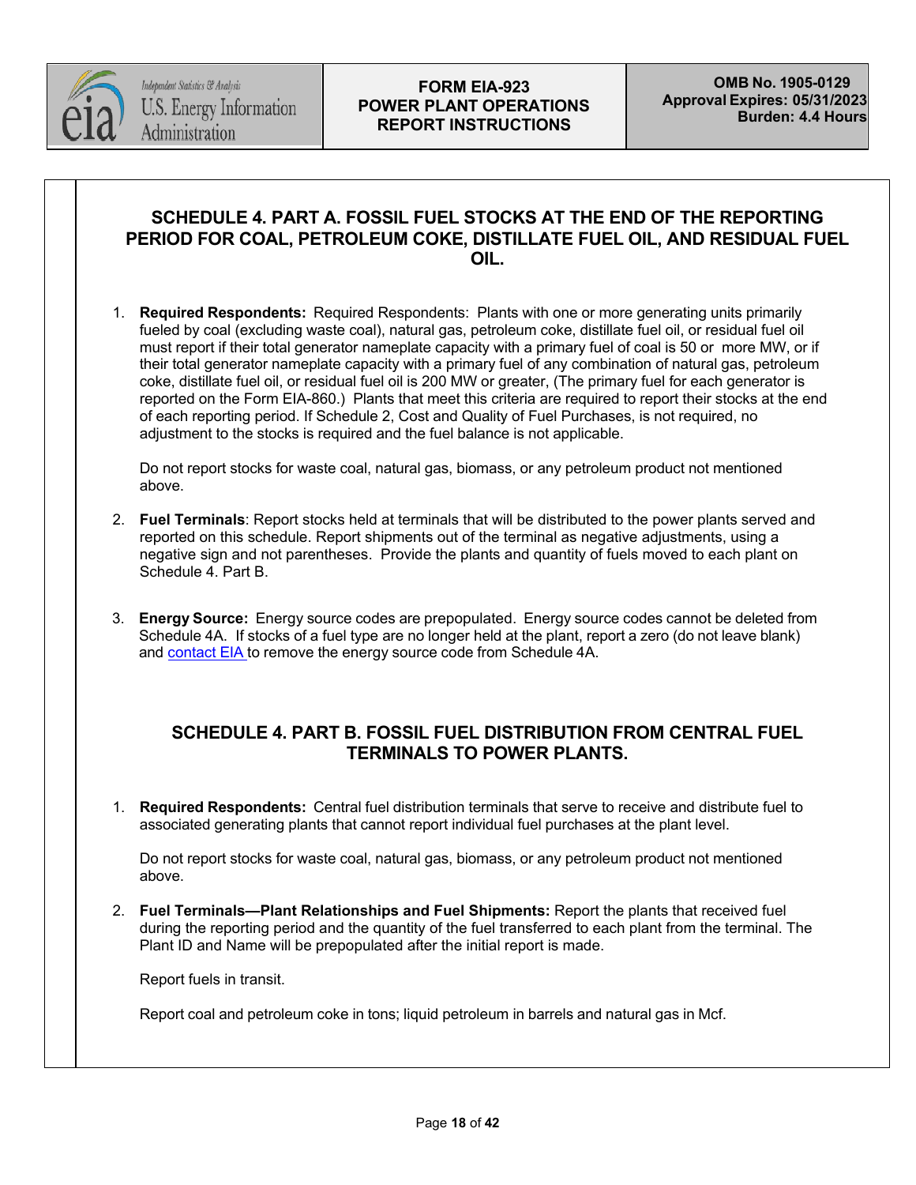## SCHEDULE 4. PART A. FOSSIL FUEL STOCKS AT THE END OF THE REPORTING PERIOD FOR COAL, PETROLEUM COKE, DISTILLATE FUEL OIL, AND RESIDUAL FUEL OIL.

1. **Required Respondents:** Required Respondents: Plants with one or more generating units primarily fueled by coal (excluding waste coal), natural gas, petroleum coke, distillate fuel oil, or residual fuel oil must report if their total generator nameplate capacity with a primary fuel of coal is 50 or more MW, or if their total generator nameplate capacity with a primary fuel of any combination of natural gas, petroleum coke, distillate fuel oil, or residual fuel oil is 200 MW or greater, (The primary fuel for each generator is reported on the Form EIA-860.) Plants that meet this criteria are required to report their stocks at the end of each reporting period. If Schedule 2, Cost and Quality of Fuel Purchases, is not required, no adjustment to the stocks is required and the fuel balance is not applicable.

   Do not report stocks for waste coal, natural gas, biomass, or any petroleum product not mentioned above.

2. **Fuel Terminals**: Report stocks held at terminals that will be distributed to the power plants served and reported on this schedule. Report shipments out of the terminal as negative adjustments, using a negative sign and not parentheses. Provide the plants and quantity of fuels moved to each plant on Schedule 4. Part B.

3. **Energy Source:** Energy source codes are prepopulated. Energy source codes cannot be deleted from Schedule 4A. If stocks of a fuel type are no longer held at the plant, report a zero (do not leave blank) and contact EIA to remove the energy source code from Schedule 4A.

## SCHEDULE 4. PART B. FOSSIL FUEL DISTRIBUTION FROM CENTRAL FUEL TERMINALS TO POWER PLANTS.

1. **Required Respondents:** Central fuel distribution terminals that serve to receive and distribute fuel to associated generating plants that cannot report individual fuel purchases at the plant level.

   Do not report stocks for waste coal, natural gas, biomass, or any petroleum product not mentioned above.

2. **Fuel Terminals—Plant Relationships and Fuel Shipments:** Report the plants that received fuel during the reporting period and the quantity of the fuel transferred to each plant from the terminal. The Plant ID and Name will be prepopulated after the initial report is made.

   Report fuels in transit.

   Report coal and petroleum coke in tons; liquid petroleum in barrels and natural gas in Mcf.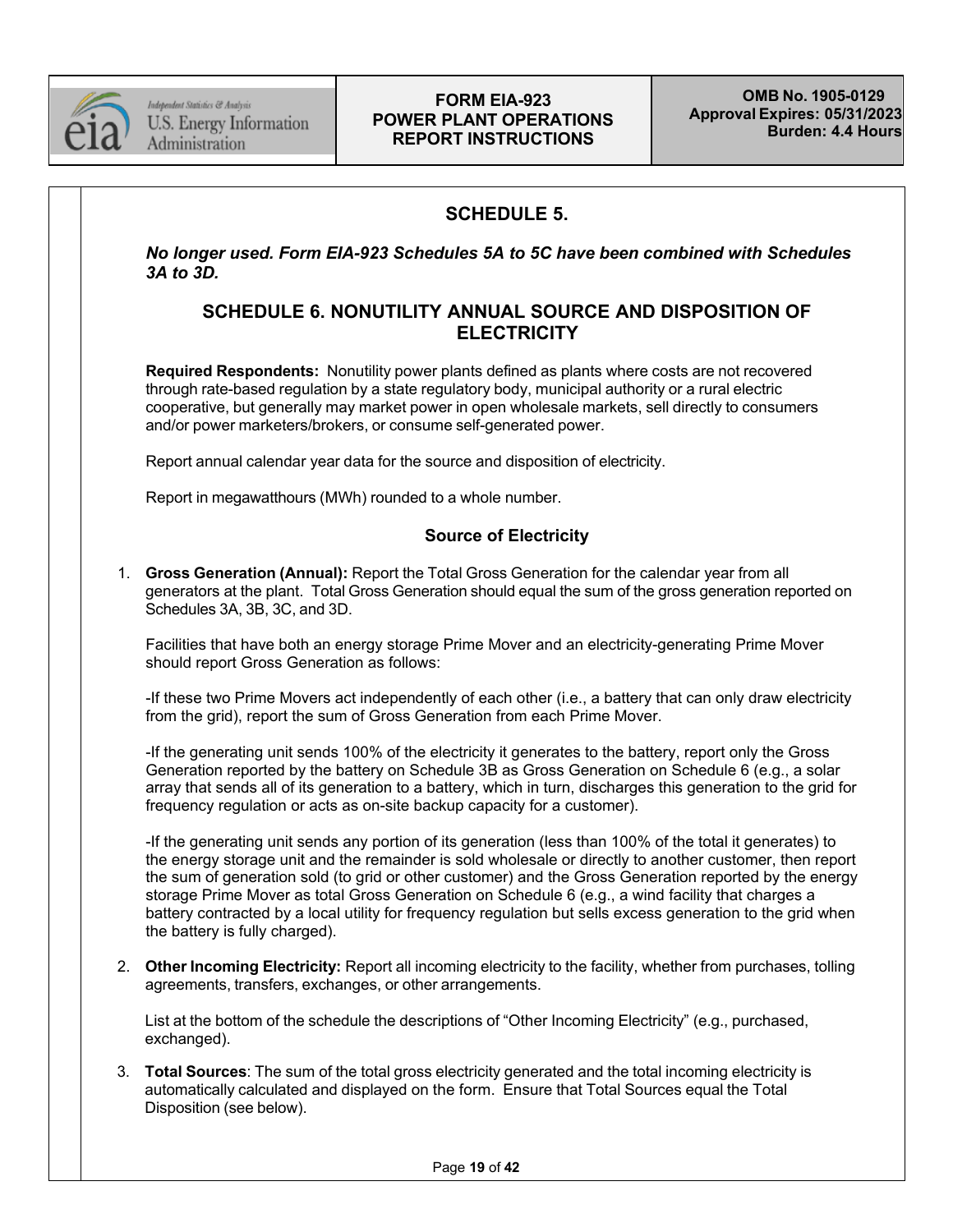## SCHEDULE 5.

***No longer used. Form EIA-923 Schedules 5A to 5C have been combined with Schedules 3A to 3D.***

## SCHEDULE 6. NONUTILITY ANNUAL SOURCE AND DISPOSITION OF ELECTRICITY

**Required Respondents:** Nonutility power plants defined as plants where costs are not recovered through rate-based regulation by a state regulatory body, municipal authority or a rural electric cooperative, but generally may market power in open wholesale markets, sell directly to consumers and/or power marketers/brokers, or consume self-generated power.

Report annual calendar year data for the source and disposition of electricity.

Report in megawatthours (MWh) rounded to a whole number.

### Source of Electricity

1. **Gross Generation (Annual):** Report the Total Gross Generation for the calendar year from all generators at the plant. Total Gross Generation should equal the sum of the gross generation reported on Schedules 3A, 3B, 3C, and 3D.

   Facilities that have both an energy storage Prime Mover and an electricity-generating Prime Mover should report Gross Generation as follows:

   -If these two Prime Movers act independently of each other (i.e., a battery that can only draw electricity from the grid), report the sum of Gross Generation from each Prime Mover.

   -If the generating unit sends 100% of the electricity it generates to the battery, report only the Gross Generation reported by the battery on Schedule 3B as Gross Generation on Schedule 6 (e.g., a solar array that sends all of its generation to a battery, which in turn, discharges this generation to the grid for frequency regulation or acts as on-site backup capacity for a customer).

   -If the generating unit sends any portion of its generation (less than 100% of the total it generates) to the energy storage unit and the remainder is sold wholesale or directly to another customer, then report the sum of generation sold (to grid or other customer) and the Gross Generation reported by the energy storage Prime Mover as total Gross Generation on Schedule 6 (e.g., a wind facility that charges a battery contracted by a local utility for frequency regulation but sells excess generation to the grid when the battery is fully charged).

2. **Other Incoming Electricity:** Report all incoming electricity to the facility, whether from purchases, tolling agreements, transfers, exchanges, or other arrangements.

   List at the bottom of the schedule the descriptions of "Other Incoming Electricity" (e.g., purchased, exchanged).

3. **Total Sources**: The sum of the total gross electricity generated and the total incoming electricity is automatically calculated and displayed on the form. Ensure that Total Sources equal the Total Disposition (see below).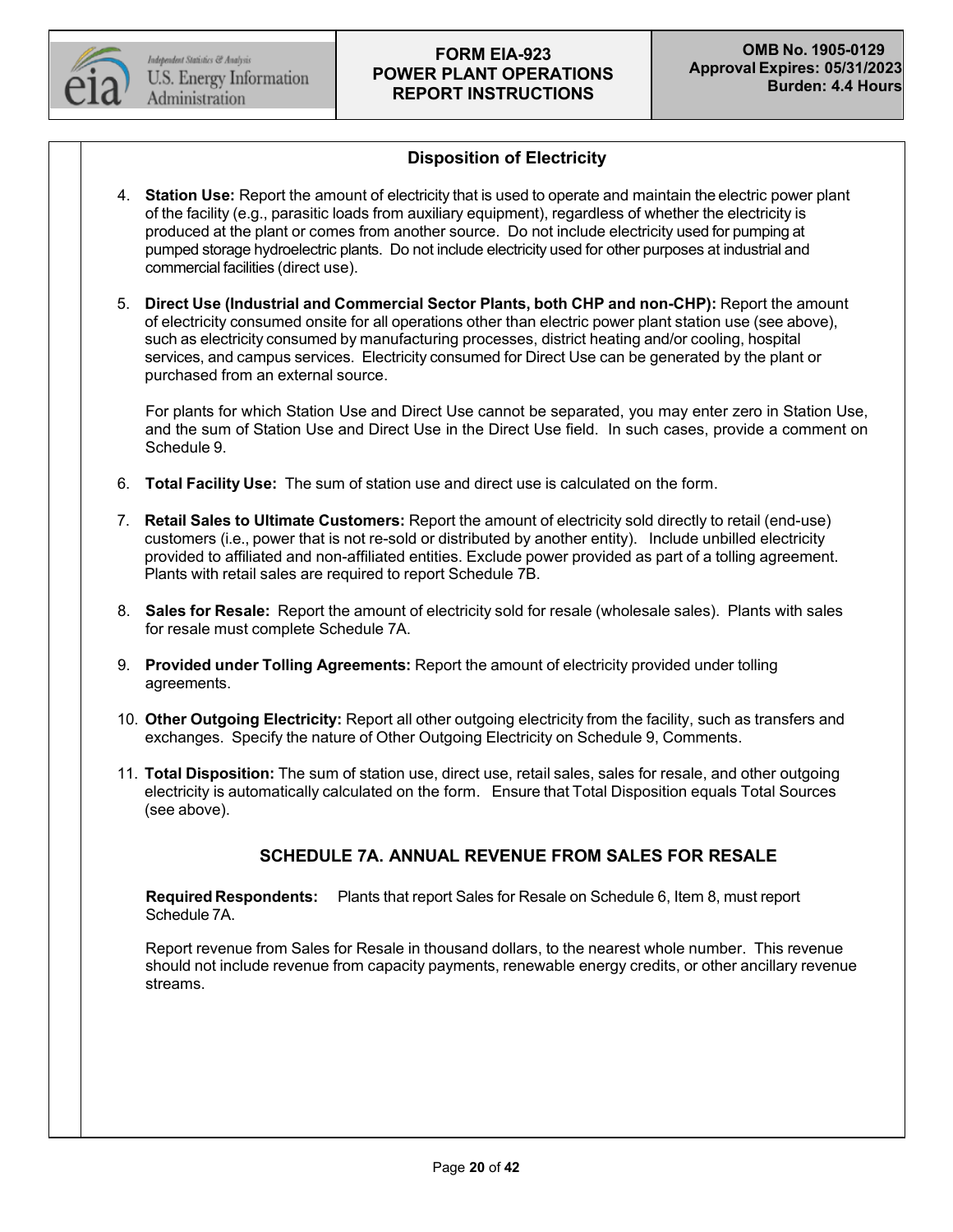### Disposition of Electricity

4. **Station Use:** Report the amount of electricity that is used to operate and maintain the electric power plant of the facility (e.g., parasitic loads from auxiliary equipment), regardless of whether the electricity is produced at the plant or comes from another source. Do not include electricity used for pumping at pumped storage hydroelectric plants. Do not include electricity used for other purposes at industrial and commercial facilities (direct use).

5. **Direct Use (Industrial and Commercial Sector Plants, both CHP and non-CHP):** Report the amount of electricity consumed onsite for all operations other than electric power plant station use (see above), such as electricity consumed by manufacturing processes, district heating and/or cooling, hospital services, and campus services. Electricity consumed for Direct Use can be generated by the plant or purchased from an external source.

   For plants for which Station Use and Direct Use cannot be separated, you may enter zero in Station Use, and the sum of Station Use and Direct Use in the Direct Use field. In such cases, provide a comment on Schedule 9.

6. **Total Facility Use:** The sum of station use and direct use is calculated on the form.

7. **Retail Sales to Ultimate Customers:** Report the amount of electricity sold directly to retail (end-use) customers (i.e., power that is not re-sold or distributed by another entity). Include unbilled electricity provided to affiliated and non-affiliated entities. Exclude power provided as part of a tolling agreement. Plants with retail sales are required to report Schedule 7B.

8. **Sales for Resale:** Report the amount of electricity sold for resale (wholesale sales). Plants with sales for resale must complete Schedule 7A.

9. **Provided under Tolling Agreements:** Report the amount of electricity provided under tolling agreements.

10. **Other Outgoing Electricity:** Report all other outgoing electricity from the facility, such as transfers and exchanges. Specify the nature of Other Outgoing Electricity on Schedule 9, Comments.

11. **Total Disposition:** The sum of station use, direct use, retail sales, sales for resale, and other outgoing electricity is automatically calculated on the form. Ensure that Total Disposition equals Total Sources (see above).

## SCHEDULE 7A. ANNUAL REVENUE FROM SALES FOR RESALE

**Required Respondents:** Plants that report Sales for Resale on Schedule 6, Item 8, must report Schedule 7A.

Report revenue from Sales for Resale in thousand dollars, to the nearest whole number. This revenue should not include revenue from capacity payments, renewable energy credits, or other ancillary revenue streams.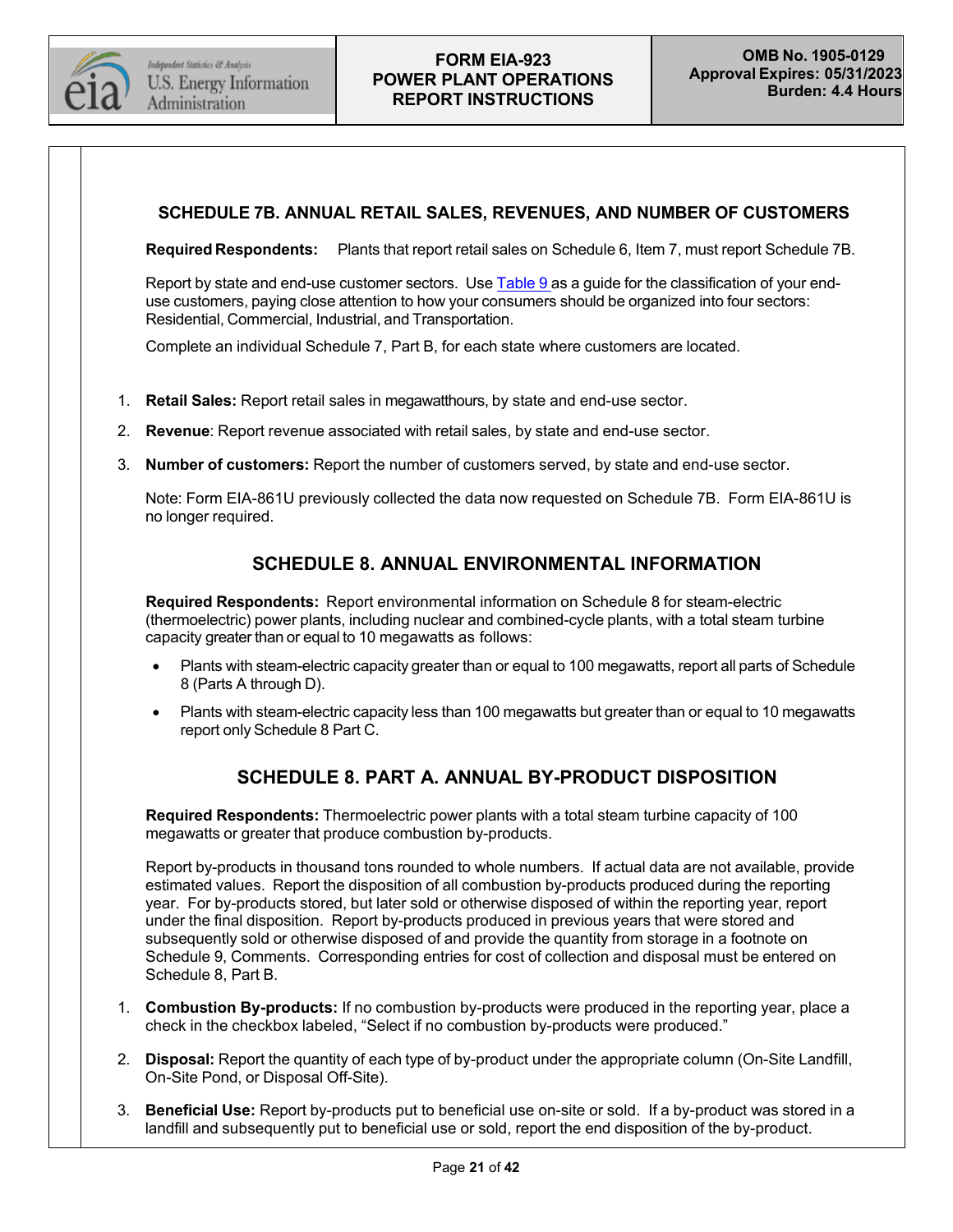## SCHEDULE 7B. ANNUAL RETAIL SALES, REVENUES, AND NUMBER OF CUSTOMERS

**Required Respondents:** Plants that report retail sales on Schedule 6, Item 7, must report Schedule 7B.

Report by state and end-use customer sectors. Use Table 9 as a guide for the classification of your end-use customers, paying close attention to how your consumers should be organized into four sectors: Residential, Commercial, Industrial, and Transportation.

Complete an individual Schedule 7, Part B, for each state where customers are located.

1. **Retail Sales:** Report retail sales in megawatthours, by state and end-use sector.
2. **Revenue**: Report revenue associated with retail sales, by state and end-use sector.
3. **Number of customers:** Report the number of customers served, by state and end-use sector.

   Note: Form EIA-861U previously collected the data now requested on Schedule 7B. Form EIA-861U is no longer required.

## SCHEDULE 8. ANNUAL ENVIRONMENTAL INFORMATION

**Required Respondents:** Report environmental information on Schedule 8 for steam-electric (thermoelectric) power plants, including nuclear and combined-cycle plants, with a total steam turbine capacity greater than or equal to 10 megawatts as follows:

- Plants with steam-electric capacity greater than or equal to 100 megawatts, report all parts of Schedule 8 (Parts A through D).
- Plants with steam-electric capacity less than 100 megawatts but greater than or equal to 10 megawatts report only Schedule 8 Part C.

## SCHEDULE 8. PART A. ANNUAL BY-PRODUCT DISPOSITION

**Required Respondents:** Thermoelectric power plants with a total steam turbine capacity of 100 megawatts or greater that produce combustion by-products.

Report by-products in thousand tons rounded to whole numbers. If actual data are not available, provide estimated values. Report the disposition of all combustion by-products produced during the reporting year. For by-products stored, but later sold or otherwise disposed of within the reporting year, report under the final disposition. Report by-products produced in previous years that were stored and subsequently sold or otherwise disposed of and provide the quantity from storage in a footnote on Schedule 9, Comments. Corresponding entries for cost of collection and disposal must be entered on Schedule 8, Part B.

1. **Combustion By-products:** If no combustion by-products were produced in the reporting year, place a check in the checkbox labeled, "Select if no combustion by-products were produced."
2. **Disposal:** Report the quantity of each type of by-product under the appropriate column (On-Site Landfill, On-Site Pond, or Disposal Off-Site).
3. **Beneficial Use:** Report by-products put to beneficial use on-site or sold. If a by-product was stored in a landfill and subsequently put to beneficial use or sold, report the end disposition of the by-product.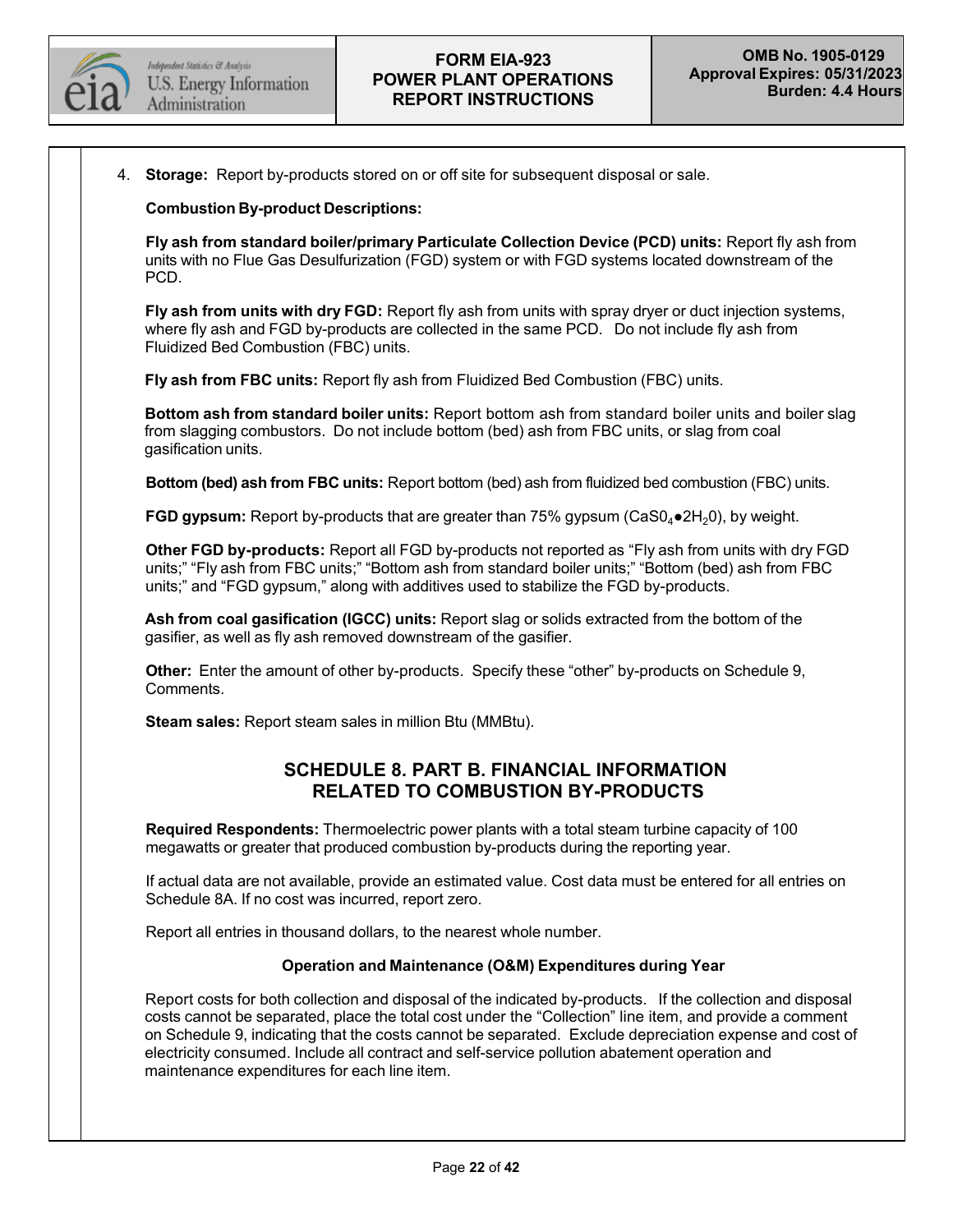4. **Storage:** Report by-products stored on or off site for subsequent disposal or sale.

**Combustion By-product Descriptions:**

**Fly ash from standard boiler/primary Particulate Collection Device (PCD) units:** Report fly ash from units with no Flue Gas Desulfurization (FGD) system or with FGD systems located downstream of the PCD.

**Fly ash from units with dry FGD:** Report fly ash from units with spray dryer or duct injection systems, where fly ash and FGD by-products are collected in the same PCD. Do not include fly ash from Fluidized Bed Combustion (FBC) units.

**Fly ash from FBC units:** Report fly ash from Fluidized Bed Combustion (FBC) units.

**Bottom ash from standard boiler units:** Report bottom ash from standard boiler units and boiler slag from slagging combustors. Do not include bottom (bed) ash from FBC units, or slag from coal gasification units.

**Bottom (bed) ash from FBC units:** Report bottom (bed) ash from fluidized bed combustion (FBC) units.

**FGD gypsum:** Report by-products that are greater than 75% gypsum ($CaS0_4 \bullet 2H_20$), by weight.

**Other FGD by-products:** Report all FGD by-products not reported as "Fly ash from units with dry FGD units;" "Fly ash from FBC units;" "Bottom ash from standard boiler units;" "Bottom (bed) ash from FBC units;" and "FGD gypsum," along with additives used to stabilize the FGD by-products.

**Ash from coal gasification (IGCC) units:** Report slag or solids extracted from the bottom of the gasifier, as well as fly ash removed downstream of the gasifier.

**Other:** Enter the amount of other by-products. Specify these "other" by-products on Schedule 9, Comments.

**Steam sales:** Report steam sales in million Btu (MMBtu).

## SCHEDULE 8. PART B. FINANCIAL INFORMATION RELATED TO COMBUSTION BY-PRODUCTS

**Required Respondents:** Thermoelectric power plants with a total steam turbine capacity of 100 megawatts or greater that produced combustion by-products during the reporting year.

If actual data are not available, provide an estimated value. Cost data must be entered for all entries on Schedule 8A. If no cost was incurred, report zero.

Report all entries in thousand dollars, to the nearest whole number.

### Operation and Maintenance (O&M) Expenditures during Year

Report costs for both collection and disposal of the indicated by-products. If the collection and disposal costs cannot be separated, place the total cost under the "Collection" line item, and provide a comment on Schedule 9, indicating that the costs cannot be separated. Exclude depreciation expense and cost of electricity consumed. Include all contract and self-service pollution abatement operation and maintenance expenditures for each line item.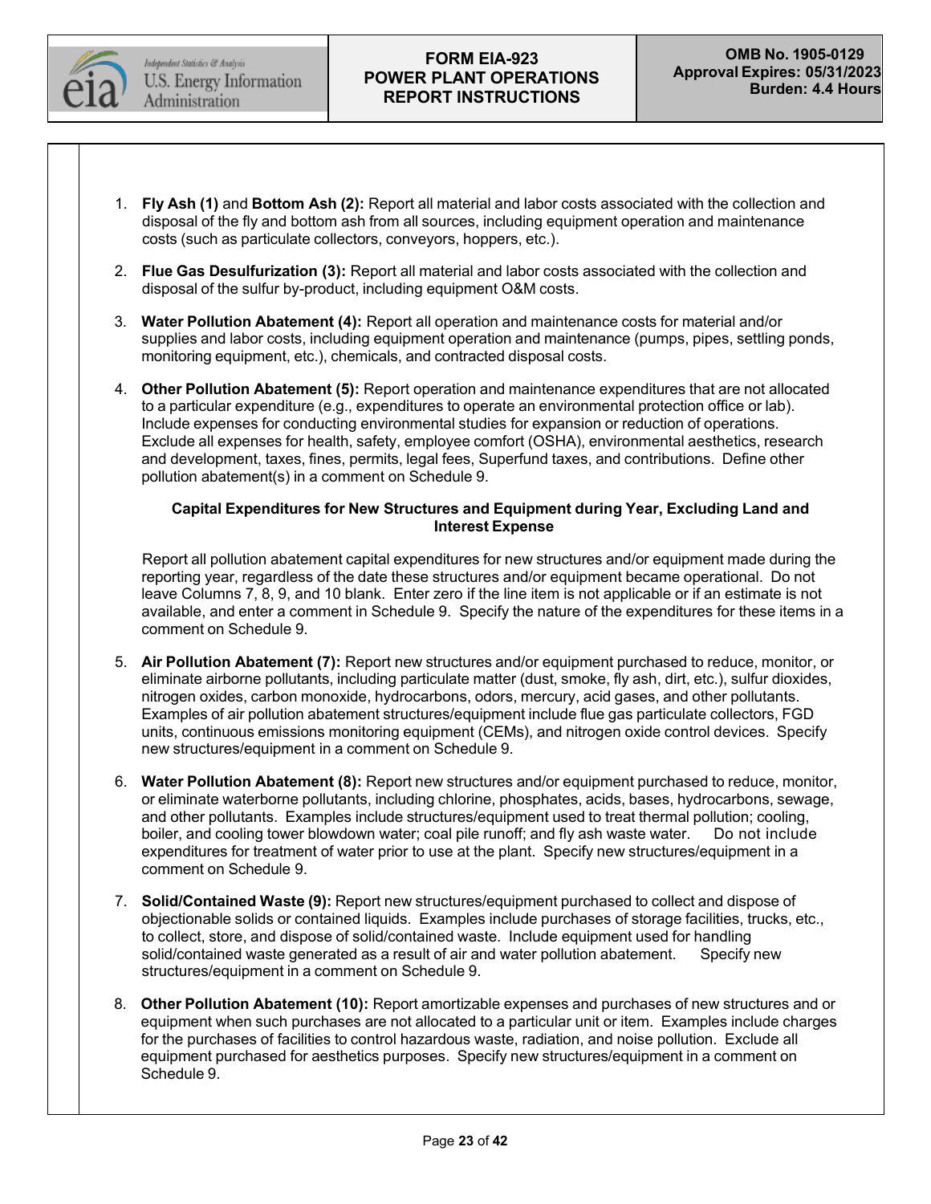1. **Fly Ash (1)** and **Bottom Ash (2):** Report all material and labor costs associated with the collection and disposal of the fly and bottom ash from all sources, including equipment operation and maintenance costs (such as particulate collectors, conveyors, hoppers, etc.).

2. **Flue Gas Desulfurization (3):** Report all material and labor costs associated with the collection and disposal of the sulfur by-product, including equipment O&M costs.

3. **Water Pollution Abatement (4):** Report all operation and maintenance costs for material and/or supplies and labor costs, including equipment operation and maintenance (pumps, pipes, settling ponds, monitoring equipment, etc.), chemicals, and contracted disposal costs.

4. **Other Pollution Abatement (5):** Report operation and maintenance expenditures that are not allocated to a particular expenditure (e.g., expenditures to operate an environmental protection office or lab). Include expenses for conducting environmental studies for expansion or reduction of operations. Exclude all expenses for health, safety, employee comfort (OSHA), environmental aesthetics, research and development, taxes, fines, permits, legal fees, Superfund taxes, and contributions. Define other pollution abatement(s) in a comment on Schedule 9.

**Capital Expenditures for New Structures and Equipment during Year, Excluding Land and Interest Expense**

Report all pollution abatement capital expenditures for new structures and/or equipment made during the reporting year, regardless of the date these structures and/or equipment became operational. Do not leave Columns 7, 8, 9, and 10 blank. Enter zero if the line item is not applicable or if an estimate is not available, and enter a comment in Schedule 9. Specify the nature of the expenditures for these items in a comment on Schedule 9.

5. **Air Pollution Abatement (7):** Report new structures and/or equipment purchased to reduce, monitor, or eliminate airborne pollutants, including particulate matter (dust, smoke, fly ash, dirt, etc.), sulfur dioxides, nitrogen oxides, carbon monoxide, hydrocarbons, odors, mercury, acid gases, and other pollutants. Examples of air pollution abatement structures/equipment include flue gas particulate collectors, FGD units, continuous emissions monitoring equipment (CEMs), and nitrogen oxide control devices. Specify new structures/equipment in a comment on Schedule 9.

6. **Water Pollution Abatement (8):** Report new structures and/or equipment purchased to reduce, monitor, or eliminate waterborne pollutants, including chlorine, phosphates, acids, bases, hydrocarbons, sewage, and other pollutants. Examples include structures/equipment used to treat thermal pollution; cooling, boiler, and cooling tower blowdown water; coal pile runoff; and fly ash waste water. Do not include expenditures for treatment of water prior to use at the plant. Specify new structures/equipment in a comment on Schedule 9.

7. **Solid/Contained Waste (9):** Report new structures/equipment purchased to collect and dispose of objectionable solids or contained liquids. Examples include purchases of storage facilities, trucks, etc., to collect, store, and dispose of solid/contained waste. Include equipment used for handling solid/contained waste generated as a result of air and water pollution abatement. Specify new structures/equipment in a comment on Schedule 9.

8. **Other Pollution Abatement (10):** Report amortizable expenses and purchases of new structures and or equipment when such purchases are not allocated to a particular unit or item. Examples include charges for the purchases of facilities to control hazardous waste, radiation, and noise pollution. Exclude all equipment purchased for aesthetics purposes. Specify new structures/equipment in a comment on Schedule 9.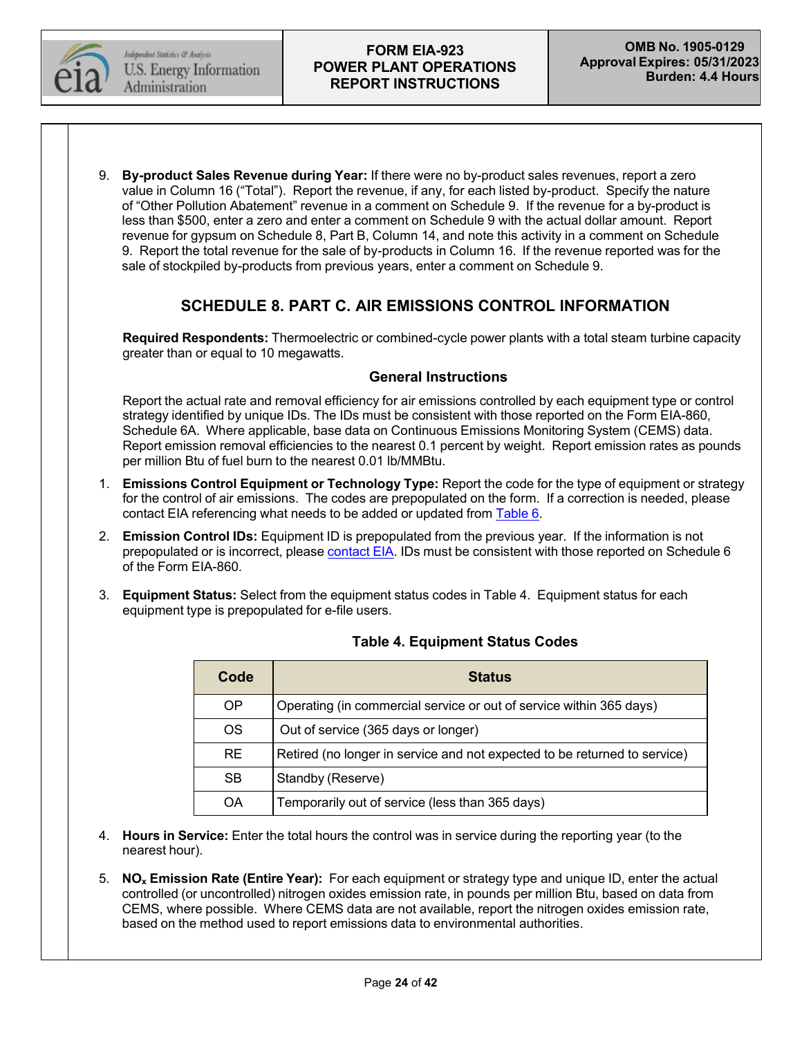9. **By-product Sales Revenue during Year:** If there were no by-product sales revenues, report a zero value in Column 16 (“Total”). Report the revenue, if any, for each listed by-product. Specify the nature of “Other Pollution Abatement” revenue in a comment on Schedule 9. If the revenue for a by-product is less than $500, enter a zero and enter a comment on Schedule 9 with the actual dollar amount. Report revenue for gypsum on Schedule 8, Part B, Column 14, and note this activity in a comment on Schedule 9. Report the total revenue for the sale of by-products in Column 16. If the revenue reported was for the sale of stockpiled by-products from previous years, enter a comment on Schedule 9.

## SCHEDULE 8. PART C. AIR EMISSIONS CONTROL INFORMATION

**Required Respondents:** Thermoelectric or combined-cycle power plants with a total steam turbine capacity greater than or equal to 10 megawatts.

### General Instructions

Report the actual rate and removal efficiency for air emissions controlled by each equipment type or control strategy identified by unique IDs. The IDs must be consistent with those reported on the Form EIA-860, Schedule 6A. Where applicable, base data on Continuous Emissions Monitoring System (CEMS) data. Report emission removal efficiencies to the nearest 0.1 percent by weight. Report emission rates as pounds per million Btu of fuel burn to the nearest 0.01 lb/MMBtu.

1. **Emissions Control Equipment or Technology Type:** Report the code for the type of equipment or strategy for the control of air emissions. The codes are prepopulated on the form. If a correction is needed, please contact EIA referencing what needs to be added or updated from Table 6.

2. **Emission Control IDs:** Equipment ID is prepopulated from the previous year. If the information is not prepopulated or is incorrect, please contact EIA. IDs must be consistent with those reported on Schedule 6 of the Form EIA-860.

3. **Equipment Status:** Select from the equipment status codes in Table 4. Equipment status for each equipment type is prepopulated for e-file users.

**Table 4. Equipment Status Codes**

| Code | Status |
|---|---|
| OP | Operating (in commercial service or out of service within 365 days) |
| OS | Out of service (365 days or longer) |
| RE | Retired (no longer in service and not expected to be returned to service) |
| SB | Standby (Reserve) |
| OA | Temporarily out of service (less than 365 days) |

4. **Hours in Service:** Enter the total hours the control was in service during the reporting year (to the nearest hour).

5. **$NO_x$ Emission Rate (Entire Year):** For each equipment or strategy type and unique ID, enter the actual controlled (or uncontrolled) nitrogen oxides emission rate, in pounds per million Btu, based on data from CEMS, where possible. Where CEMS data are not available, report the nitrogen oxides emission rate, based on the method used to report emissions data to environmental authorities.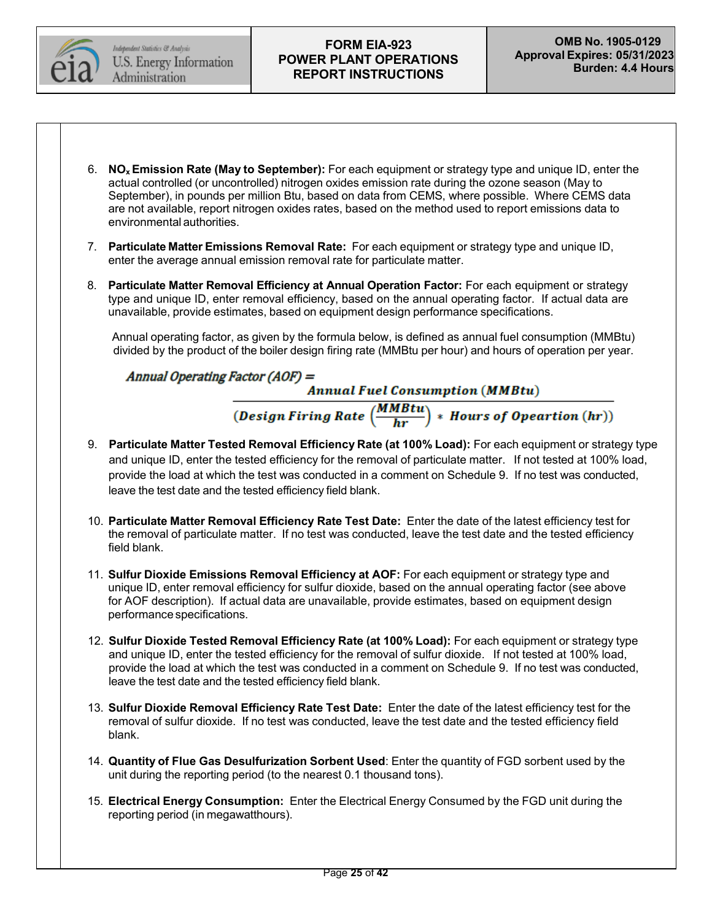6. **$NO_x$ Emission Rate (May to September):** For each equipment or strategy type and unique ID, enter the actual controlled (or uncontrolled) nitrogen oxides emission rate during the ozone season (May to September), in pounds per million Btu, based on data from CEMS, where possible. Where CEMS data are not available, report nitrogen oxides rates, based on the method used to report emissions data to environmental authorities.

7. **Particulate Matter Emissions Removal Rate:** For each equipment or strategy type and unique ID, enter the average annual emission removal rate for particulate matter.

8. **Particulate Matter Removal Efficiency at Annual Operation Factor:** For each equipment or strategy type and unique ID, enter removal efficiency, based on the annual operating factor. If actual data are unavailable, provide estimates, based on equipment design performance specifications.

   Annual operating factor, as given by the formula below, is defined as annual fuel consumption (MMBtu) divided by the product of the boiler design firing rate (MMBtu per hour) and hours of operation per year.

$$\textit{Annual Operating Factor (AOF)} = \frac{\textbf{Annual Fuel Consumption (MMBtu)}}{\left(\textbf{Design Firing Rate}\left(\frac{\textbf{MMBtu}}{\textbf{hr}}\right) * \textbf{Hours of Opeartion (hr)}\right)}$$

9. **Particulate Matter Tested Removal Efficiency Rate (at 100% Load):** For each equipment or strategy type and unique ID, enter the tested efficiency for the removal of particulate matter. If not tested at 100% load, provide the load at which the test was conducted in a comment on Schedule 9. If no test was conducted, leave the test date and the tested efficiency field blank.

10. **Particulate Matter Removal Efficiency Rate Test Date:** Enter the date of the latest efficiency test for the removal of particulate matter. If no test was conducted, leave the test date and the tested efficiency field blank.

11. **Sulfur Dioxide Emissions Removal Efficiency at AOF:** For each equipment or strategy type and unique ID, enter removal efficiency for sulfur dioxide, based on the annual operating factor (see above for AOF description). If actual data are unavailable, provide estimates, based on equipment design performance specifications.

12. **Sulfur Dioxide Tested Removal Efficiency Rate (at 100% Load):** For each equipment or strategy type and unique ID, enter the tested efficiency for the removal of sulfur dioxide. If not tested at 100% load, provide the load at which the test was conducted in a comment on Schedule 9. If no test was conducted, leave the test date and the tested efficiency field blank.

13. **Sulfur Dioxide Removal Efficiency Rate Test Date:** Enter the date of the latest efficiency test for the removal of sulfur dioxide. If no test was conducted, leave the test date and the tested efficiency field blank.

14. **Quantity of Flue Gas Desulfurization Sorbent Used**: Enter the quantity of FGD sorbent used by the unit during the reporting period (to the nearest 0.1 thousand tons).

15. **Electrical Energy Consumption:** Enter the Electrical Energy Consumed by the FGD unit during the reporting period (in megawatthours).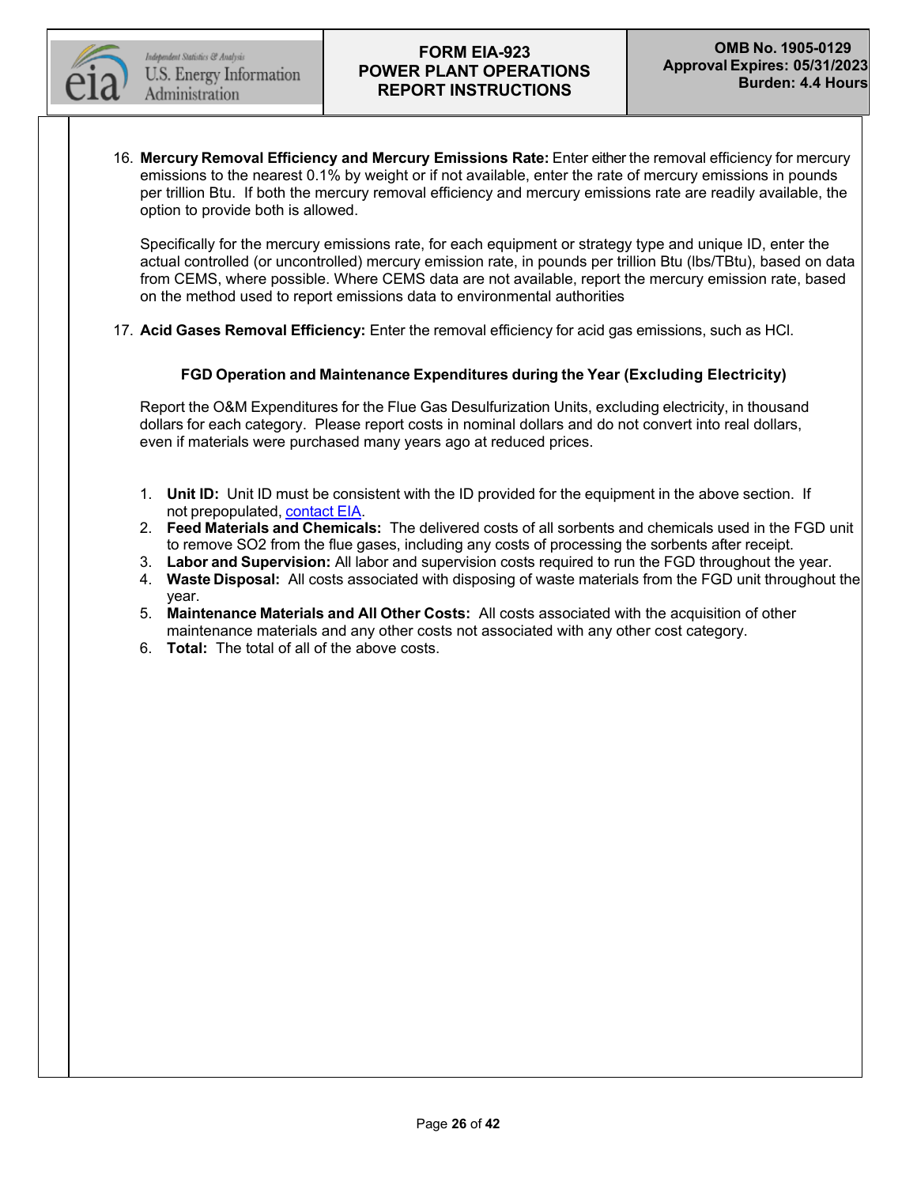16. **Mercury Removal Efficiency and Mercury Emissions Rate:** Enter either the removal efficiency for mercury emissions to the nearest 0.1% by weight or if not available, enter the rate of mercury emissions in pounds per trillion Btu. If both the mercury removal efficiency and mercury emissions rate are readily available, the option to provide both is allowed.

    Specifically for the mercury emissions rate, for each equipment or strategy type and unique ID, enter the actual controlled (or uncontrolled) mercury emission rate, in pounds per trillion Btu (lbs/TBtu), based on data from CEMS, where possible. Where CEMS data are not available, report the mercury emission rate, based on the method used to report emissions data to environmental authorities

17. **Acid Gases Removal Efficiency:** Enter the removal efficiency for acid gas emissions, such as HCl.

### FGD Operation and Maintenance Expenditures during the Year (Excluding Electricity)

Report the O&M Expenditures for the Flue Gas Desulfurization Units, excluding electricity, in thousand dollars for each category. Please report costs in nominal dollars and do not convert into real dollars, even if materials were purchased many years ago at reduced prices.

1. **Unit ID:** Unit ID must be consistent with the ID provided for the equipment in the above section. If not prepopulated, contact EIA.
2. **Feed Materials and Chemicals:** The delivered costs of all sorbents and chemicals used in the FGD unit to remove $SO_2$ from the flue gases, including any costs of processing the sorbents after receipt.
3. **Labor and Supervision:** All labor and supervision costs required to run the FGD throughout the year.
4. **Waste Disposal:** All costs associated with disposing of waste materials from the FGD unit throughout the year.
5. **Maintenance Materials and All Other Costs:** All costs associated with the acquisition of other maintenance materials and any other costs not associated with any other cost category.
6. **Total:** The total of all of the above costs.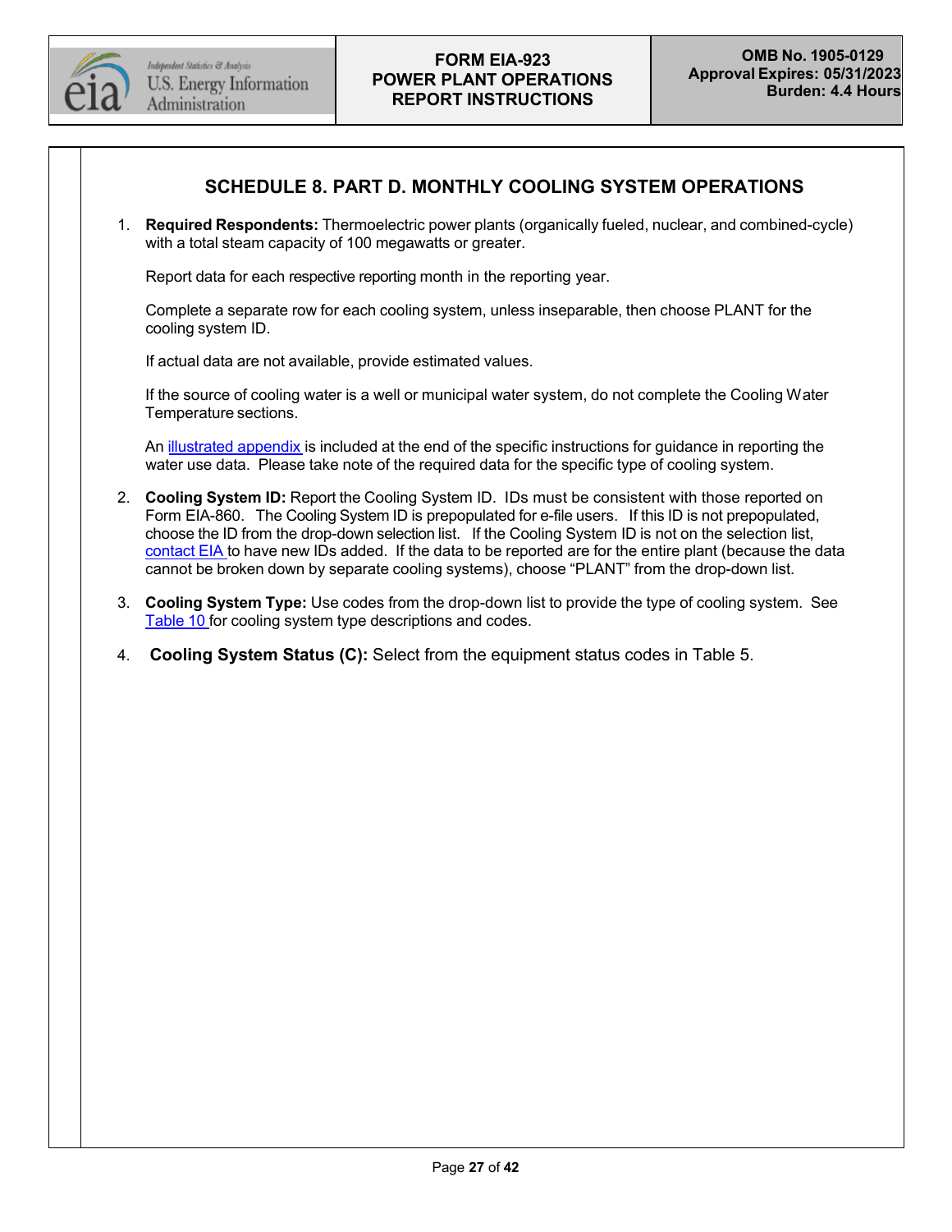## SCHEDULE 8. PART D. MONTHLY COOLING SYSTEM OPERATIONS

1. **Required Respondents:** Thermoelectric power plants (organically fueled, nuclear, and combined-cycle) with a total steam capacity of 100 megawatts or greater.

   Report data for each respective reporting month in the reporting year.

   Complete a separate row for each cooling system, unless inseparable, then choose PLANT for the cooling system ID.

   If actual data are not available, provide estimated values.

   If the source of cooling water is a well or municipal water system, do not complete the Cooling Water Temperature sections.

   An illustrated appendix is included at the end of the specific instructions for guidance in reporting the water use data. Please take note of the required data for the specific type of cooling system.

2. **Cooling System ID:** Report the Cooling System ID. IDs must be consistent with those reported on Form EIA-860. The Cooling System ID is prepopulated for e-file users. If this ID is not prepopulated, choose the ID from the drop-down selection list. If the Cooling System ID is not on the selection list, contact EIA to have new IDs added. If the data to be reported are for the entire plant (because the data cannot be broken down by separate cooling systems), choose "PLANT" from the drop-down list.

3. **Cooling System Type:** Use codes from the drop-down list to provide the type of cooling system. See Table 10 for cooling system type descriptions and codes.

4. **Cooling System Status (C):** Select from the equipment status codes in Table 5.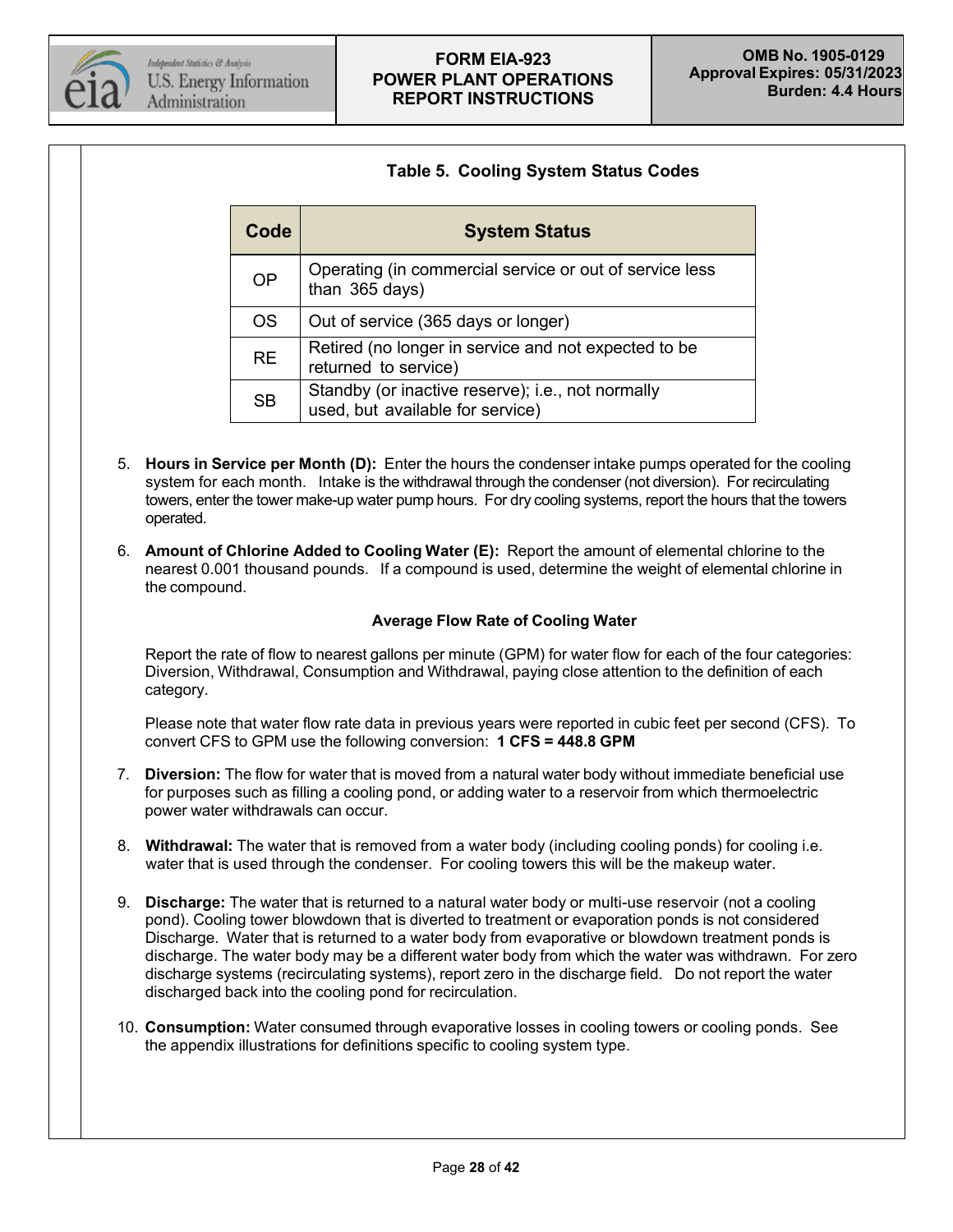**Table 5. Cooling System Status Codes**

| Code | System Status |
|---|---|
| OP | Operating (in commercial service or out of service less than 365 days) |
| OS | Out of service (365 days or longer) |
| RE | Retired (no longer in service and not expected to be returned to service) |
| SB | Standby (or inactive reserve); i.e., not normally used, but available for service) |

5. **Hours in Service per Month (D):** Enter the hours the condenser intake pumps operated for the cooling system for each month. Intake is the withdrawal through the condenser (not diversion). For recirculating towers, enter the tower make-up water pump hours. For dry cooling systems, report the hours that the towers operated.

6. **Amount of Chlorine Added to Cooling Water (E):** Report the amount of elemental chlorine to the nearest 0.001 thousand pounds. If a compound is used, determine the weight of elemental chlorine in the compound.

**Average Flow Rate of Cooling Water**

Report the rate of flow to nearest gallons per minute (GPM) for water flow for each of the four categories: Diversion, Withdrawal, Consumption and Withdrawal, paying close attention to the definition of each category.

Please note that water flow rate data in previous years were reported in cubic feet per second (CFS). To convert CFS to GPM use the following conversion: **1 CFS = 448.8 GPM**

7. **Diversion:** The flow for water that is moved from a natural water body without immediate beneficial use for purposes such as filling a cooling pond, or adding water to a reservoir from which thermoelectric power water withdrawals can occur.

8. **Withdrawal:** The water that is removed from a water body (including cooling ponds) for cooling i.e. water that is used through the condenser. For cooling towers this will be the makeup water.

9. **Discharge:** The water that is returned to a natural water body or multi-use reservoir (not a cooling pond). Cooling tower blowdown that is diverted to treatment or evaporation ponds is not considered Discharge. Water that is returned to a water body from evaporative or blowdown treatment ponds is discharge. The water body may be a different water body from which the water was withdrawn. For zero discharge systems (recirculating systems), report zero in the discharge field. Do not report the water discharged back into the cooling pond for recirculation.

10. **Consumption:** Water consumed through evaporative losses in cooling towers or cooling ponds. See the appendix illustrations for definitions specific to cooling system type.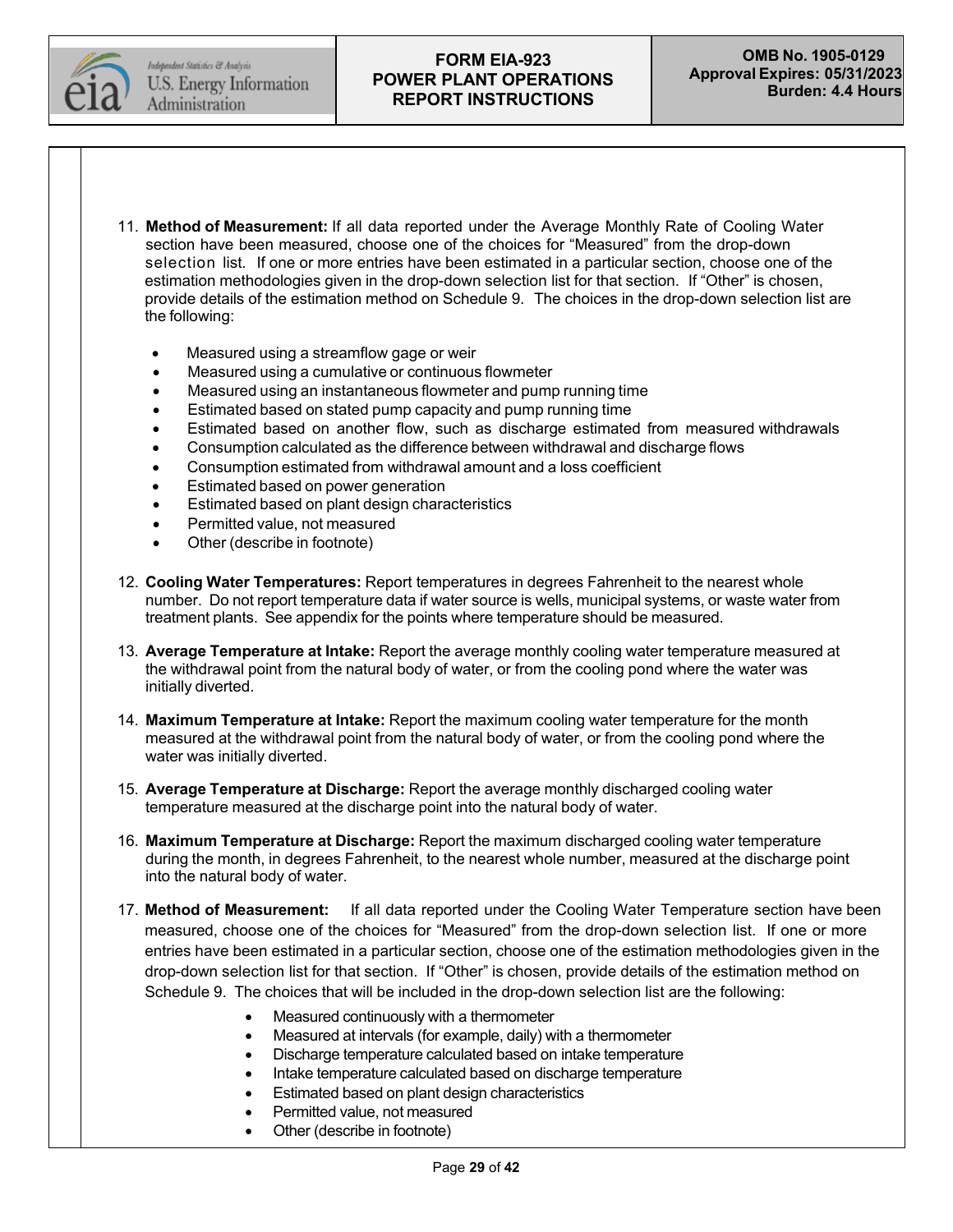11. **Method of Measurement:** If all data reported under the Average Monthly Rate of Cooling Water section have been measured, choose one of the choices for "Measured" from the drop-down selection list. If one or more entries have been estimated in a particular section, choose one of the estimation methodologies given in the drop-down selection list for that section. If "Other" is chosen, provide details of the estimation method on Schedule 9. The choices in the drop-down selection list are the following:

    - Measured using a streamflow gage or weir
    - Measured using a cumulative or continuous flowmeter
    - Measured using an instantaneous flowmeter and pump running time
    - Estimated based on stated pump capacity and pump running time
    - Estimated based on another flow, such as discharge estimated from measured withdrawals
    - Consumption calculated as the difference between withdrawal and discharge flows
    - Consumption estimated from withdrawal amount and a loss coefficient
    - Estimated based on power generation
    - Estimated based on plant design characteristics
    - Permitted value, not measured
    - Other (describe in footnote)

12. **Cooling Water Temperatures:** Report temperatures in degrees Fahrenheit to the nearest whole number. Do not report temperature data if water source is wells, municipal systems, or waste water from treatment plants. See appendix for the points where temperature should be measured.

13. **Average Temperature at Intake:** Report the average monthly cooling water temperature measured at the withdrawal point from the natural body of water, or from the cooling pond where the water was initially diverted.

14. **Maximum Temperature at Intake:** Report the maximum cooling water temperature for the month measured at the withdrawal point from the natural body of water, or from the cooling pond where the water was initially diverted.

15. **Average Temperature at Discharge:** Report the average monthly discharged cooling water temperature measured at the discharge point into the natural body of water.

16. **Maximum Temperature at Discharge:** Report the maximum discharged cooling water temperature during the month, in degrees Fahrenheit, to the nearest whole number, measured at the discharge point into the natural body of water.

17. **Method of Measurement:** If all data reported under the Cooling Water Temperature section have been measured, choose one of the choices for "Measured" from the drop-down selection list. If one or more entries have been estimated in a particular section, choose one of the estimation methodologies given in the drop-down selection list for that section. If "Other" is chosen, provide details of the estimation method on Schedule 9. The choices that will be included in the drop-down selection list are the following:

    - Measured continuously with a thermometer
    - Measured at intervals (for example, daily) with a thermometer
    - Discharge temperature calculated based on intake temperature
    - Intake temperature calculated based on discharge temperature
    - Estimated based on plant design characteristics
    - Permitted value, not measured
    - Other (describe in footnote)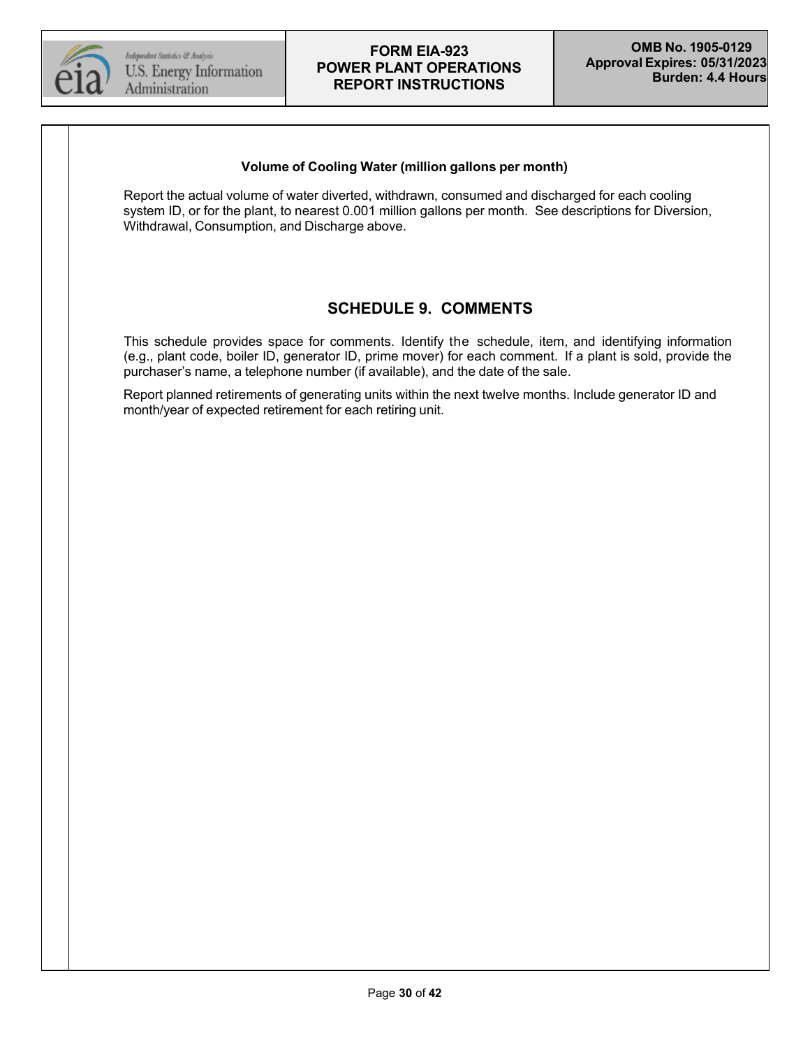**Volume of Cooling Water (million gallons per month)**

Report the actual volume of water diverted, withdrawn, consumed and discharged for each cooling system ID, or for the plant, to nearest 0.001 million gallons per month. See descriptions for Diversion, Withdrawal, Consumption, and Discharge above.

## SCHEDULE 9. COMMENTS

This schedule provides space for comments. Identify the schedule, item, and identifying information (e.g., plant code, boiler ID, generator ID, prime mover) for each comment. If a plant is sold, provide the purchaser's name, a telephone number (if available), and the date of the sale.

Report planned retirements of generating units within the next twelve months. Include generator ID and month/year of expected retirement for each retiring unit.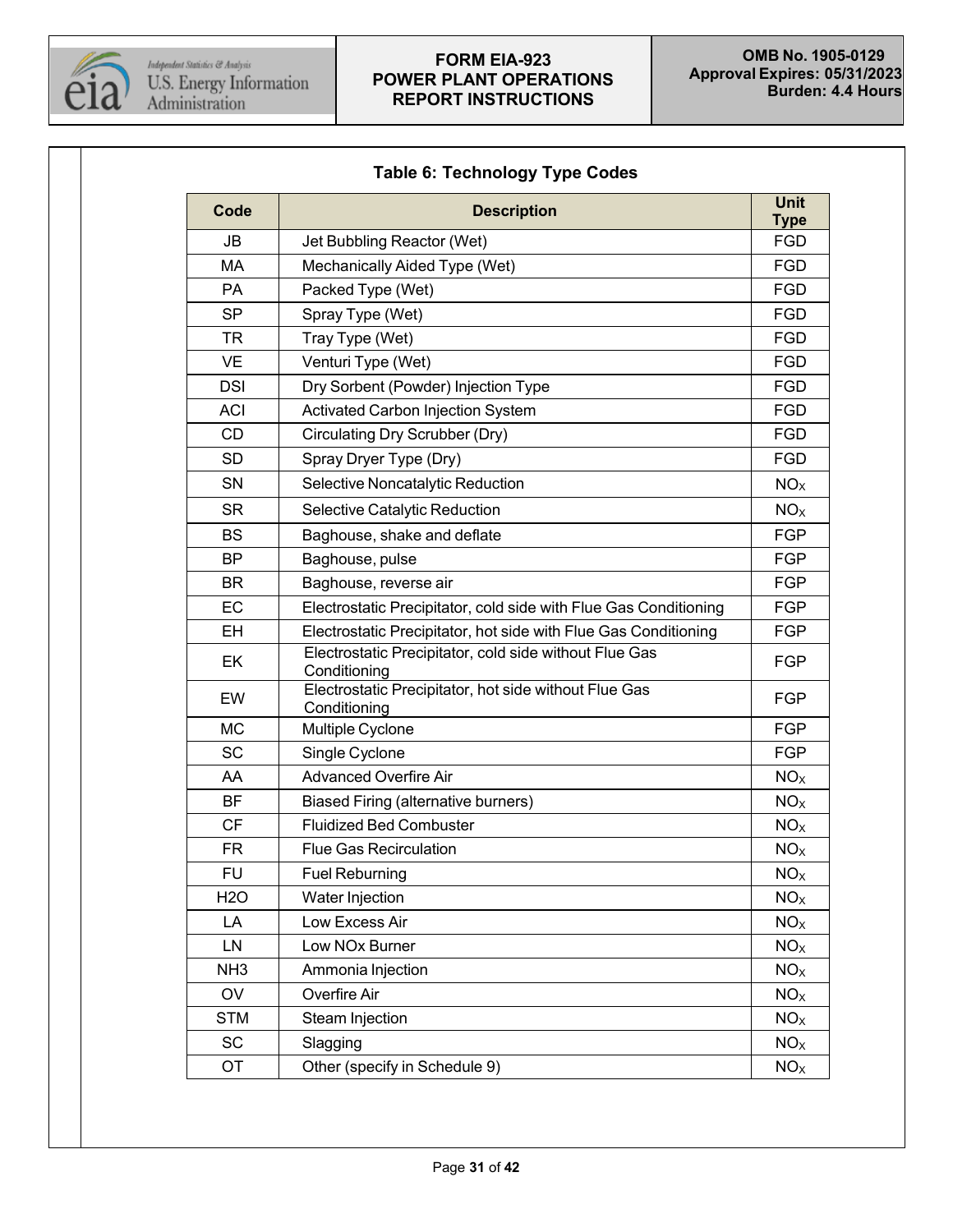### Table 6: Technology Type Codes

| Code | Description | Unit Type |
|---|---|---|
| JB | Jet Bubbling Reactor (Wet) | FGD |
| MA | Mechanically Aided Type (Wet) | FGD |
| PA | Packed Type (Wet) | FGD |
| SP | Spray Type (Wet) | FGD |
| TR | Tray Type (Wet) | FGD |
| VE | Venturi Type (Wet) | FGD |
| DSI | Dry Sorbent (Powder) Injection Type | FGD |
| ACI | Activated Carbon Injection System | FGD |
| CD | Circulating Dry Scrubber (Dry) | FGD |
| SD | Spray Dryer Type (Dry) | FGD |
| SN | Selective Noncatalytic Reduction | $NO_X$ |
| SR | Selective Catalytic Reduction | $NO_X$ |
| BS | Baghouse, shake and deflate | FGP |
| BP | Baghouse, pulse | FGP |
| BR | Baghouse, reverse air | FGP |
| EC | Electrostatic Precipitator, cold side with Flue Gas Conditioning | FGP |
| EH | Electrostatic Precipitator, hot side with Flue Gas Conditioning | FGP |
| EK | Electrostatic Precipitator, cold side without Flue Gas Conditioning | FGP |
| EW | Electrostatic Precipitator, hot side without Flue Gas Conditioning | FGP |
| MC | Multiple Cyclone | FGP |
| SC | Single Cyclone | FGP |
| AA | Advanced Overfire Air | $NO_X$ |
| BF | Biased Firing (alternative burners) | $NO_X$ |
| CF | Fluidized Bed Combuster | $NO_X$ |
| FR | Flue Gas Recirculation | $NO_X$ |
| FU | Fuel Reburning | $NO_X$ |
| H2O | Water Injection | $NO_X$ |
| LA | Low Excess Air | $NO_X$ |
| LN | Low NOx Burner | $NO_X$ |
| NH3 | Ammonia Injection | $NO_X$ |
| OV | Overfire Air | $NO_X$ |
| STM | Steam Injection | $NO_X$ |
| SC | Slagging | $NO_X$ |
| OT | Other (specify in Schedule 9) | $NO_X$ |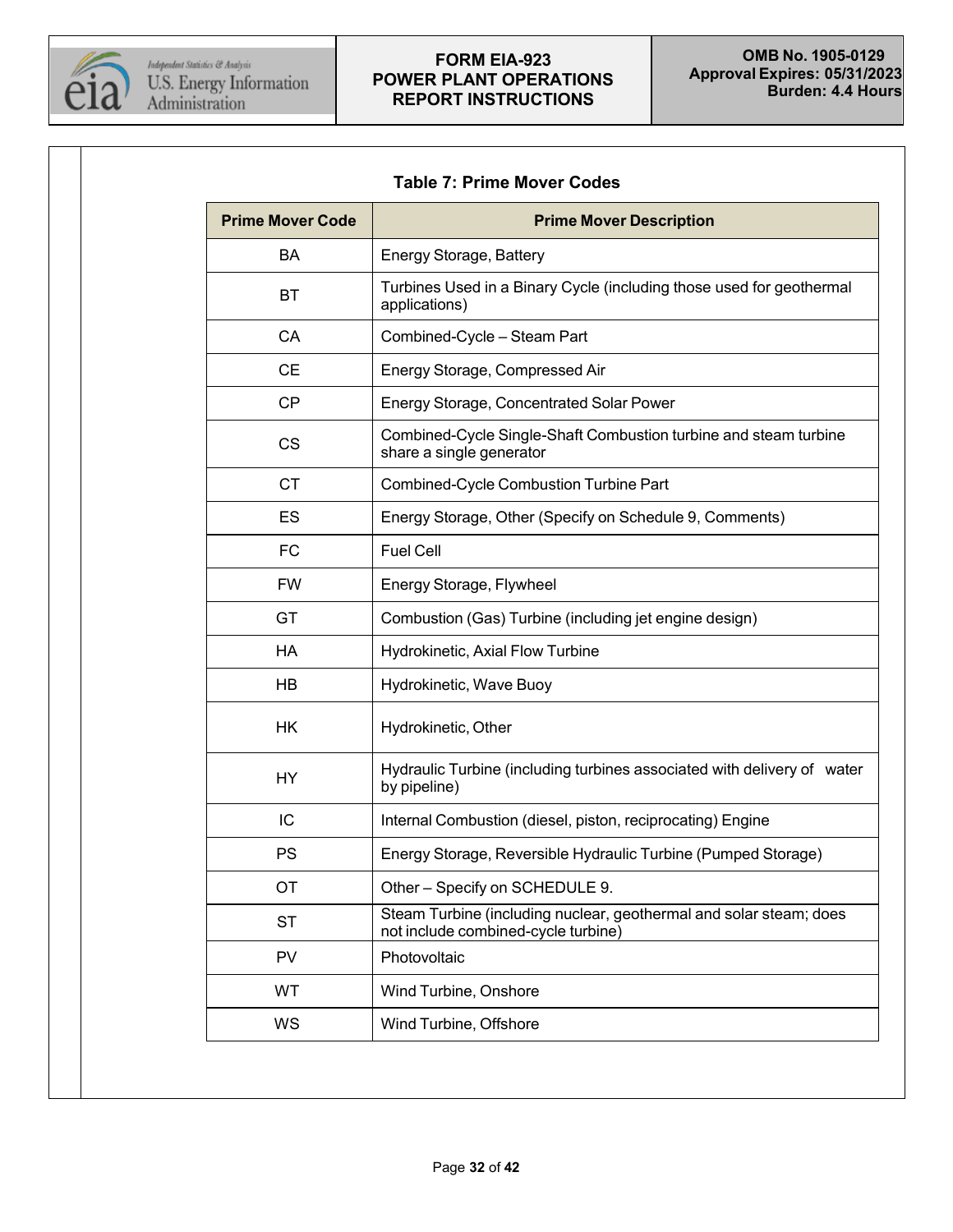### Table 7: Prime Mover Codes

| Prime Mover Code | Prime Mover Description |
| --- | --- |
| BA | Energy Storage, Battery |
| BT | Turbines Used in a Binary Cycle (including those used for geothermal applications) |
| CA | Combined-Cycle – Steam Part |
| CE | Energy Storage, Compressed Air |
| CP | Energy Storage, Concentrated Solar Power |
| CS | Combined-Cycle Single-Shaft Combustion turbine and steam turbine share a single generator |
| CT | Combined-Cycle Combustion Turbine Part |
| ES | Energy Storage, Other (Specify on Schedule 9, Comments) |
| FC | Fuel Cell |
| FW | Energy Storage, Flywheel |
| GT | Combustion (Gas) Turbine (including jet engine design) |
| HA | Hydrokinetic, Axial Flow Turbine |
| HB | Hydrokinetic, Wave Buoy |
| HK | Hydrokinetic, Other |
| HY | Hydraulic Turbine (including turbines associated with delivery of water by pipeline) |
| IC | Internal Combustion (diesel, piston, reciprocating) Engine |
| PS | Energy Storage, Reversible Hydraulic Turbine (Pumped Storage) |
| OT | Other – Specify on SCHEDULE 9. |
| ST | Steam Turbine (including nuclear, geothermal and solar steam; does not include combined-cycle turbine) |
| PV | Photovoltaic |
| WT | Wind Turbine, Onshore |
| WS | Wind Turbine, Offshore |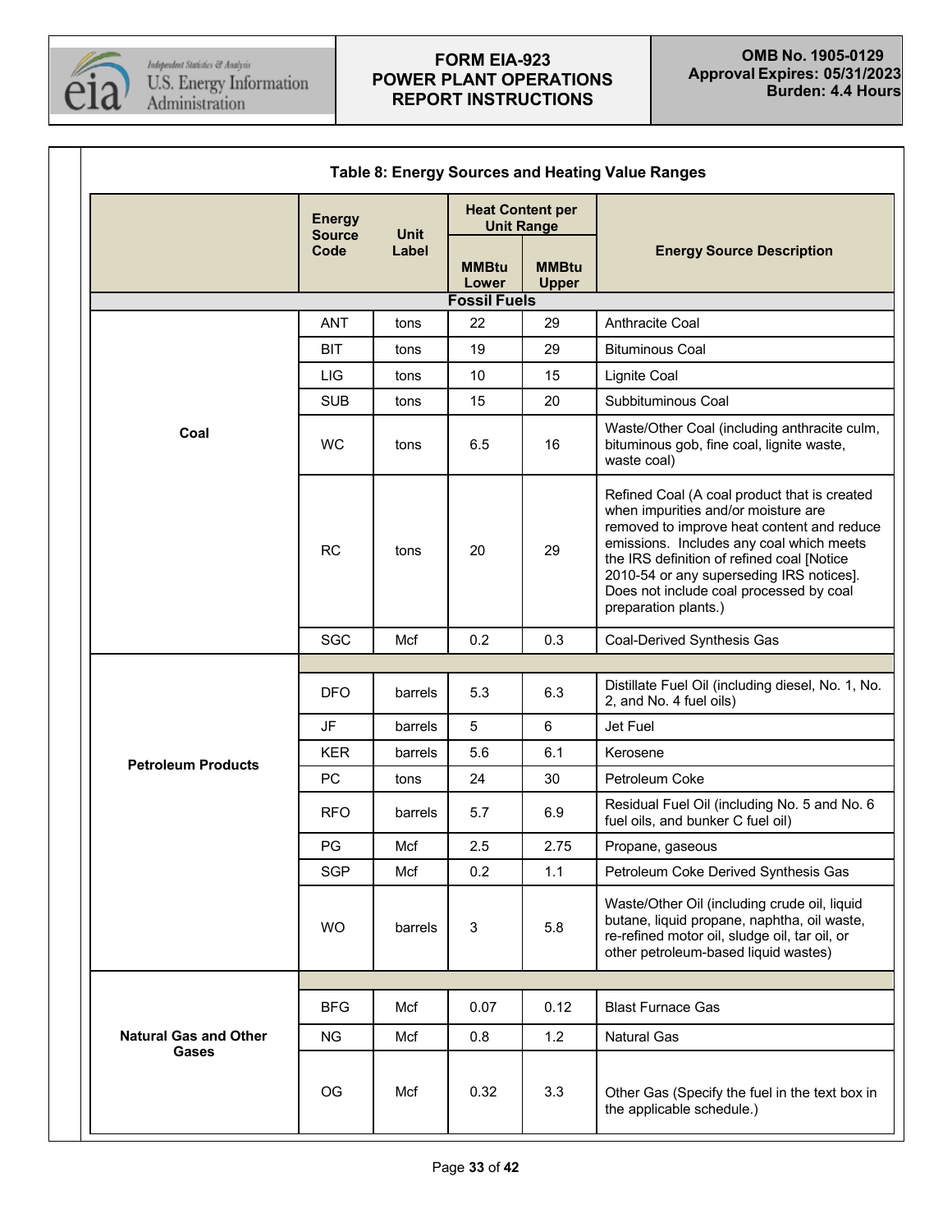### Table 8: Energy Sources and Heating Value Ranges

| | Energy Source Code | Unit Label | Heat Content per Unit Range | | Energy Source Description |
|---|---|---|---|---|---|
| | | | MMBtu Lower | MMBtu Upper | |
| **Fossil Fuels** | | | | | |
| **Coal** | ANT | tons | 22 | 29 | Anthracite Coal |
| | BIT | tons | 19 | 29 | Bituminous Coal |
| | LIG | tons | 10 | 15 | Lignite Coal |
| | SUB | tons | 15 | 20 | Subbituminous Coal |
| | WC | tons | 6.5 | 16 | Waste/Other Coal (including anthracite culm, bituminous gob, fine coal, lignite waste, waste coal) |
| | RC | tons | 20 | 29 | Refined Coal (A coal product that is created when impurities and/or moisture are removed to improve heat content and reduce emissions. Includes any coal which meets the IRS definition of refined coal [Notice 2010-54 or any superseding IRS notices]. Does not include coal processed by coal preparation plants.) |
| | SGC | Mcf | 0.2 | 0.3 | Coal-Derived Synthesis Gas |
| **Petroleum Products** | DFO | barrels | 5.3 | 6.3 | Distillate Fuel Oil (including diesel, No. 1, No. 2, and No. 4 fuel oils) |
| | JF | barrels | 5 | 6 | Jet Fuel |
| | KER | barrels | 5.6 | 6.1 | Kerosene |
| | PC | tons | 24 | 30 | Petroleum Coke |
| | RFO | barrels | 5.7 | 6.9 | Residual Fuel Oil (including No. 5 and No. 6 fuel oils, and bunker C fuel oil) |
| | PG | Mcf | 2.5 | 2.75 | Propane, gaseous |
| | SGP | Mcf | 0.2 | 1.1 | Petroleum Coke Derived Synthesis Gas |
| | WO | barrels | 3 | 5.8 | Waste/Other Oil (including crude oil, liquid butane, liquid propane, naphtha, oil waste, re-refined motor oil, sludge oil, tar oil, or other petroleum-based liquid wastes) |
| **Natural Gas and Other Gases** | BFG | Mcf | 0.07 | 0.12 | Blast Furnace Gas |
| | NG | Mcf | 0.8 | 1.2 | Natural Gas |
| | OG | Mcf | 0.32 | 3.3 | Other Gas (Specify the fuel in the text box in the applicable schedule.) |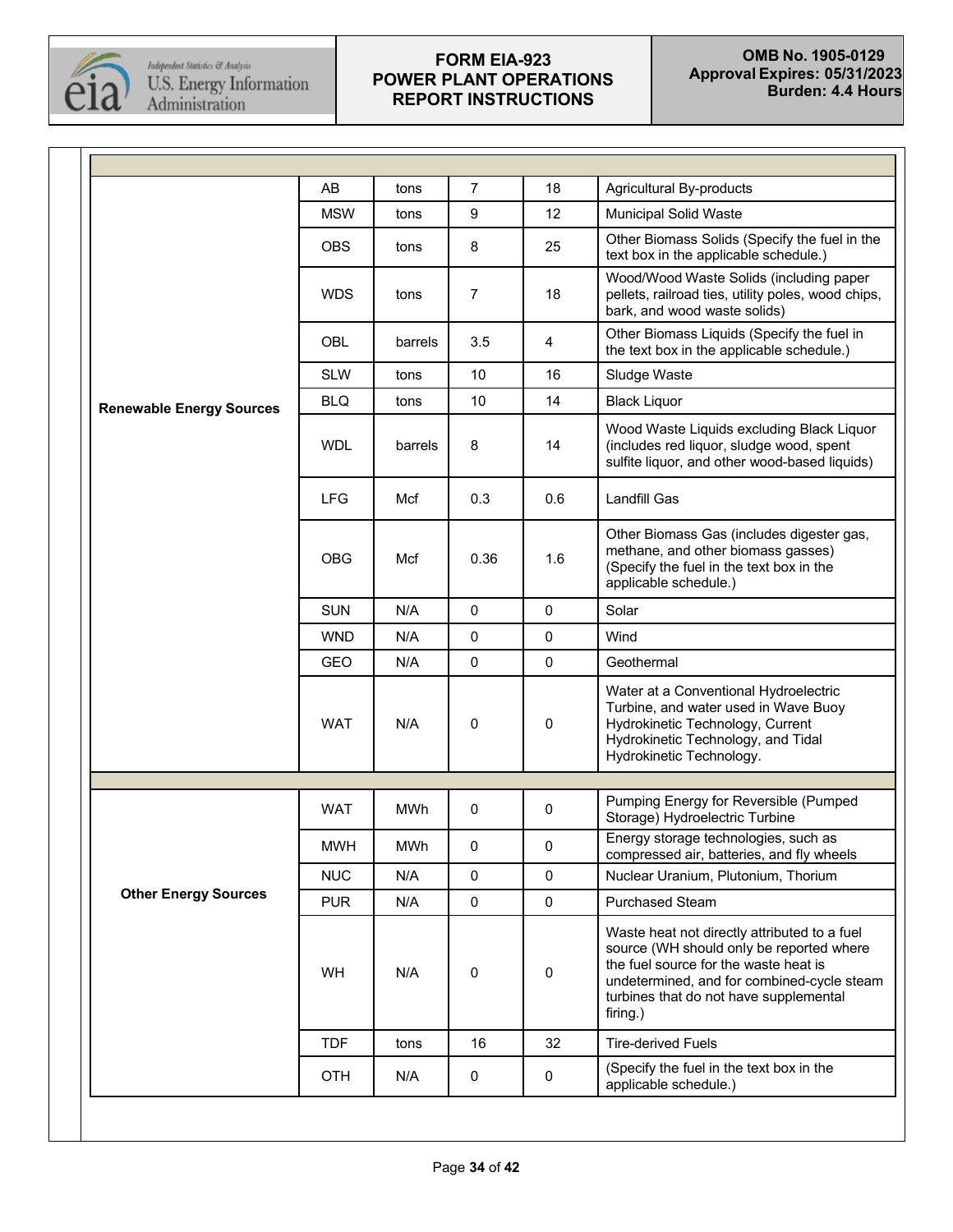| | | | | | |
|---|---|---|---|---|---|
| **Renewable Energy Sources** | AB | tons | 7 | 18 | Agricultural By-products |
| | MSW | tons | 9 | 12 | Municipal Solid Waste |
| | OBS | tons | 8 | 25 | Other Biomass Solids (Specify the fuel in the text box in the applicable schedule.) |
| | WDS | tons | 7 | 18 | Wood/Wood Waste Solids (including paper pellets, railroad ties, utility poles, wood chips, bark, and wood waste solids) |
| | OBL | barrels | 3.5 | 4 | Other Biomass Liquids (Specify the fuel in the text box in the applicable schedule.) |
| | SLW | tons | 10 | 16 | Sludge Waste |
| | BLQ | tons | 10 | 14 | Black Liquor |
| | WDL | barrels | 8 | 14 | Wood Waste Liquids excluding Black Liquor (includes red liquor, sludge wood, spent sulfite liquor, and other wood-based liquids) |
| | LFG | Mcf | 0.3 | 0.6 | Landfill Gas |
| | OBG | Mcf | 0.36 | 1.6 | Other Biomass Gas (includes digester gas, methane, and other biomass gasses) (Specify the fuel in the text box in the applicable schedule.) |
| | SUN | N/A | 0 | 0 | Solar |
| | WND | N/A | 0 | 0 | Wind |
| | GEO | N/A | 0 | 0 | Geothermal |
| | WAT | N/A | 0 | 0 | Water at a Conventional Hydroelectric Turbine, and water used in Wave Buoy Hydrokinetic Technology, Current Hydrokinetic Technology, and Tidal Hydrokinetic Technology. |
| | | | | | |
| **Other Energy Sources** | WAT | MWh | 0 | 0 | Pumping Energy for Reversible (Pumped Storage) Hydroelectric Turbine |
| | MWH | MWh | 0 | 0 | Energy storage technologies, such as compressed air, batteries, and fly wheels |
| | NUC | N/A | 0 | 0 | Nuclear Uranium, Plutonium, Thorium |
| | PUR | N/A | 0 | 0 | Purchased Steam |
| | WH | N/A | 0 | 0 | Waste heat not directly attributed to a fuel source (WH should only be reported where the fuel source for the waste heat is undetermined, and for combined-cycle steam turbines that do not have supplemental firing.) |
| | TDF | tons | 16 | 32 | Tire-derived Fuels |
| | OTH | N/A | 0 | 0 | (Specify the fuel in the text box in the applicable schedule.) |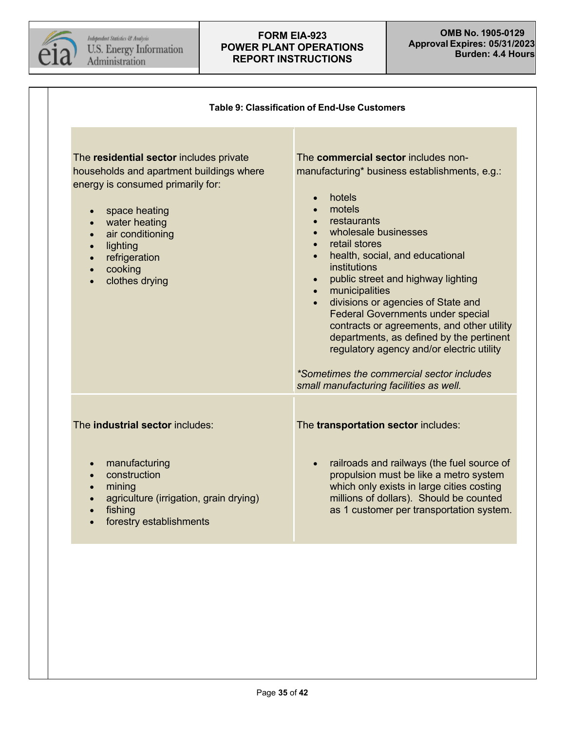**Table 9: Classification of End-Use Customers**

The **residential sector** includes private households and apartment buildings where energy is consumed primarily for:

- space heating
- water heating
- air conditioning
- lighting
- refrigeration
- cooking
- clothes drying

The **commercial sector** includes non-manufacturing* business establishments, e.g.:

- hotels
- motels
- restaurants
- wholesale businesses
- retail stores
- health, social, and educational institutions
- public street and highway lighting
- municipalities
- divisions or agencies of State and Federal Governments under special contracts or agreements, and other utility departments, as defined by the pertinent regulatory agency and/or electric utility

*\*Sometimes the commercial sector includes small manufacturing facilities as well.*

The **industrial sector** includes:

- manufacturing
- construction
- mining
- agriculture (irrigation, grain drying)
- fishing
- forestry establishments

The **transportation sector** includes:

- railroads and railways (the fuel source of propulsion must be like a metro system which only exists in large cities costing millions of dollars). Should be counted as 1 customer per transportation system.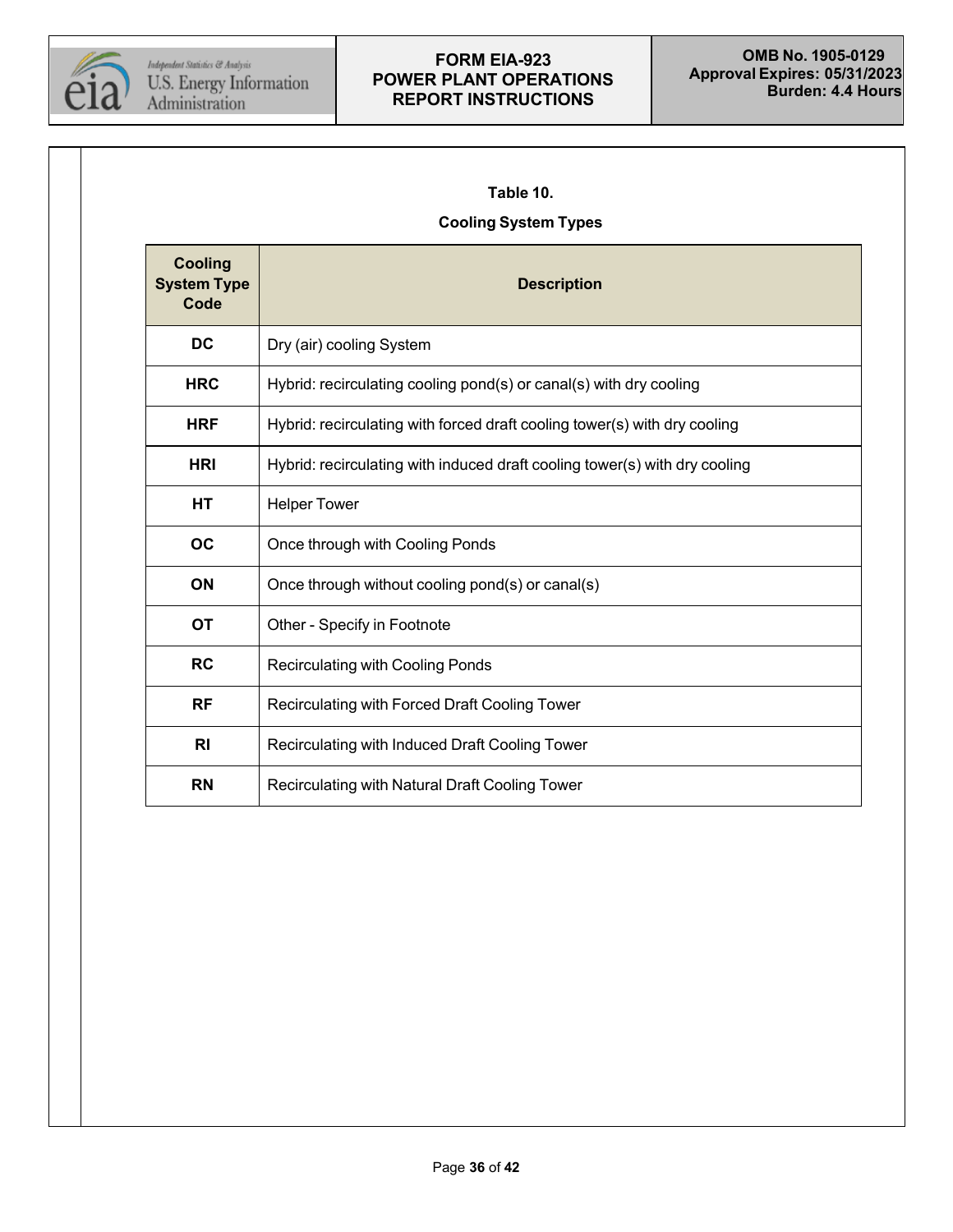**Table 10.**

**Cooling System Types**

| Cooling System Type Code | Description |
|---|---|
| DC | Dry (air) cooling System |
| HRC | Hybrid: recirculating cooling pond(s) or canal(s) with dry cooling |
| HRF | Hybrid: recirculating with forced draft cooling tower(s) with dry cooling |
| HRI | Hybrid: recirculating with induced draft cooling tower(s) with dry cooling |
| HT | Helper Tower |
| OC | Once through with Cooling Ponds |
| ON | Once through without cooling pond(s) or canal(s) |
| OT | Other - Specify in Footnote |
| RC | Recirculating with Cooling Ponds |
| RF | Recirculating with Forced Draft Cooling Tower |
| RI | Recirculating with Induced Draft Cooling Tower |
| RN | Recirculating with Natural Draft Cooling Tower |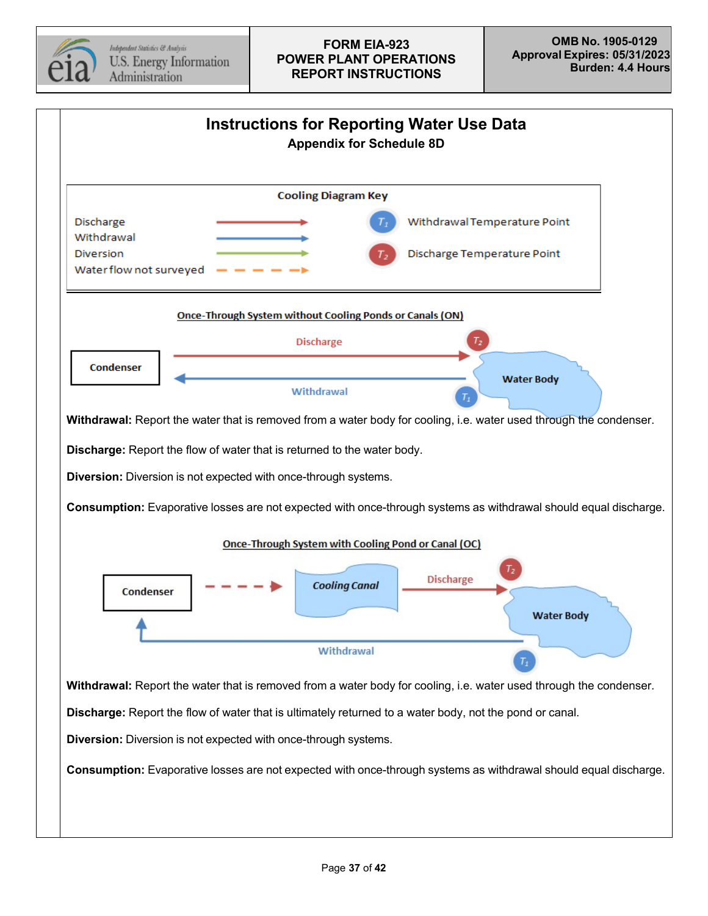# Instructions for Reporting Water Use Data

## Appendix for Schedule 8D

**Cooling Diagram Key**

| | |
|---|---|
| Discharge (red arrow) | $T_1$ Withdrawal Temperature Point |
| Withdrawal (blue arrow) | $T_2$ Discharge Temperature Point |
| Diversion (green arrow) | |
| Water flow not surveyed (orange dashed arrow) | |

### Once-Through System without Cooling Ponds or Canals (ON)

Condenser — Discharge — $T_2$ — Water Body — $T_1$ — Withdrawal

**Withdrawal:** Report the water that is removed from a water body for cooling, i.e. water used through the condenser.

**Discharge:** Report the flow of water that is returned to the water body.

**Diversion:** Diversion is not expected with once-through systems.

**Consumption:** Evaporative losses are not expected with once-through systems as withdrawal should equal discharge.

### Once-Through System with Cooling Pond or Canal (OC)

Condenser — Cooling Canal — Discharge — $T_2$ — Water Body — $T_1$ — Withdrawal

**Withdrawal:** Report the water that is removed from a water body for cooling, i.e. water used through the condenser.

**Discharge:** Report the flow of water that is ultimately returned to a water body, not the pond or canal.

**Diversion:** Diversion is not expected with once-through systems.

**Consumption:** Evaporative losses are not expected with once-through systems as withdrawal should equal discharge.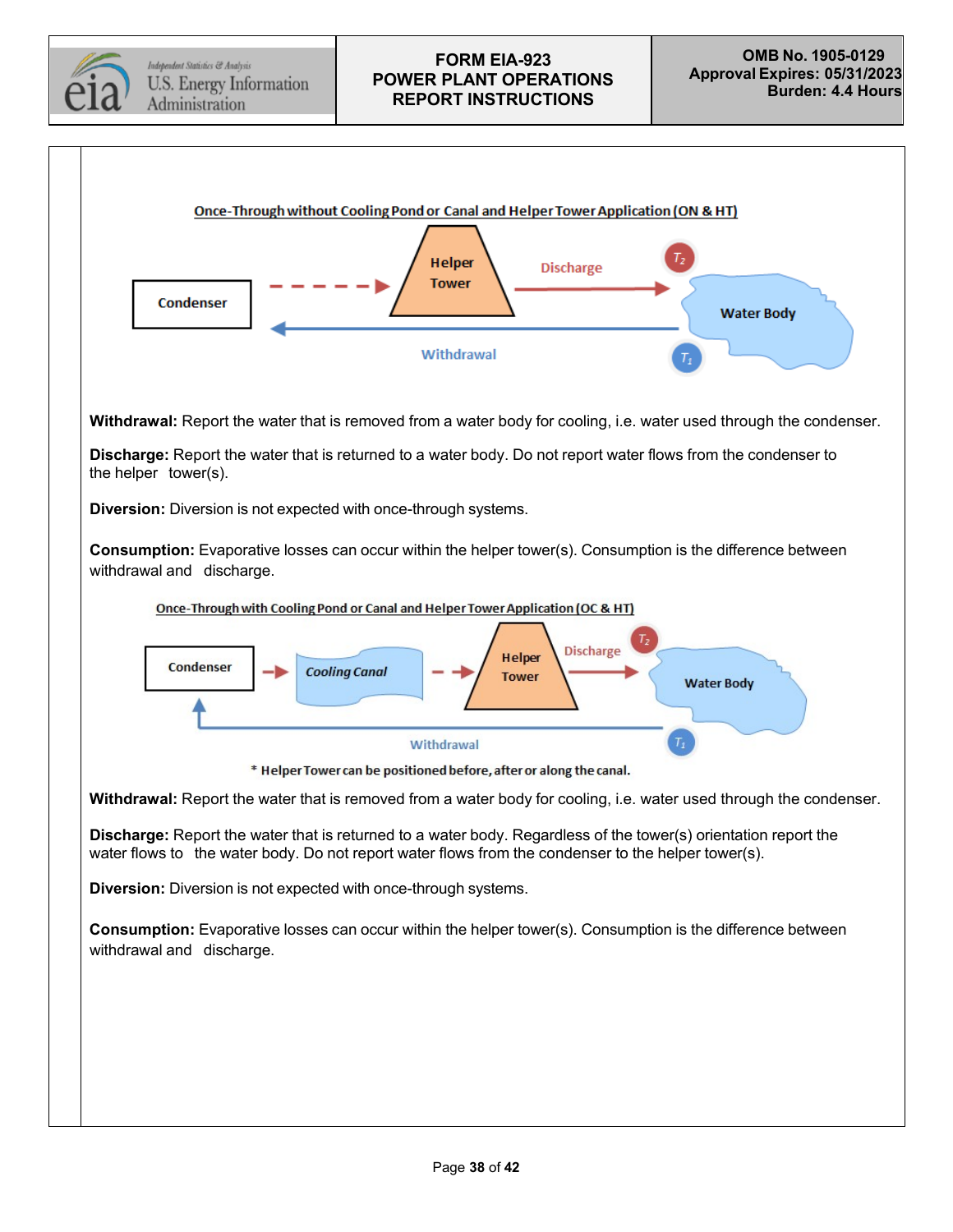Once-Through without Cooling Pond or Canal and Helper Tower Application (ON & HT)

Condenser → Helper Tower → Discharge ($T_2$) → Water Body; Withdrawal ($T_1$) → Condenser

**Withdrawal:** Report the water that is removed from a water body for cooling, i.e. water used through the condenser.

**Discharge:** Report the water that is returned to a water body. Do not report water flows from the condenser to the helper tower(s).

**Diversion:** Diversion is not expected with once-through systems.

**Consumption:** Evaporative losses can occur within the helper tower(s). Consumption is the difference between withdrawal and discharge.

Once-Through with Cooling Pond or Canal and Helper Tower Application (OC & HT)

Condenser → Cooling Canal → Helper Tower → Discharge ($T_2$) → Water Body; Withdrawal ($T_1$) → Condenser

* Helper Tower can be positioned before, after or along the canal.

**Withdrawal:** Report the water that is removed from a water body for cooling, i.e. water used through the condenser.

**Discharge:** Report the water that is returned to a water body. Regardless of the tower(s) orientation report the water flows to the water body. Do not report water flows from the condenser to the helper tower(s).

**Diversion:** Diversion is not expected with once-through systems.

**Consumption:** Evaporative losses can occur within the helper tower(s). Consumption is the difference between withdrawal and discharge.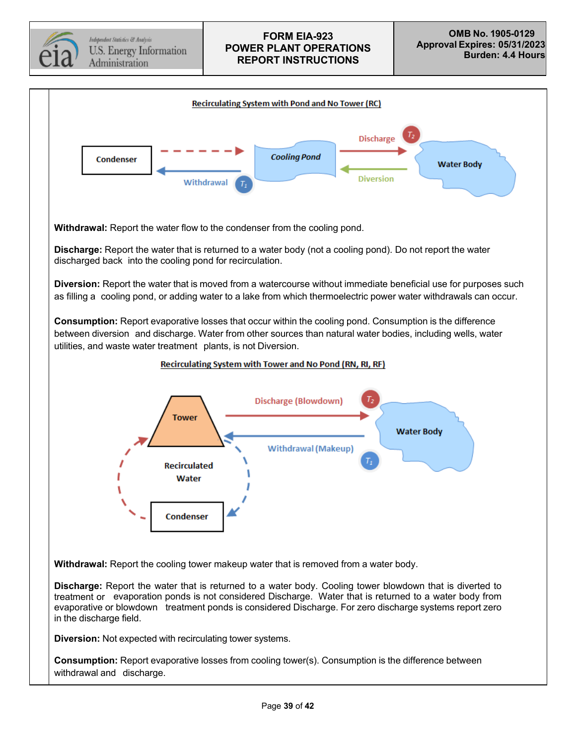**Recirculating System with Pond and No Tower (RC)**

Condenser — Withdrawal $T_1$ — Cooling Pond — Discharge $T_2$ — Diversion — Water Body

**Withdrawal:** Report the water flow to the condenser from the cooling pond.

**Discharge:** Report the water that is returned to a water body (not a cooling pond). Do not report the water discharged back into the cooling pond for recirculation.

**Diversion:** Report the water that is moved from a watercourse without immediate beneficial use for purposes such as filling a cooling pond, or adding water to a lake from which thermoelectric power water withdrawals can occur.

**Consumption:** Report evaporative losses that occur within the cooling pond. Consumption is the difference between diversion and discharge. Water from other sources than natural water bodies, including wells, water utilities, and waste water treatment plants, is not Diversion.

**Recirculating System with Tower and No Pond (RN, RI, RF)**

Tower — Discharge (Blowdown) $T_2$ — Water Body — Withdrawal (Makeup) $T_1$ — Recirculated Water — Condenser

**Withdrawal:** Report the cooling tower makeup water that is removed from a water body.

**Discharge:** Report the water that is returned to a water body. Cooling tower blowdown that is diverted to treatment or evaporation ponds is not considered Discharge. Water that is returned to a water body from evaporative or blowdown treatment ponds is considered Discharge. For zero discharge systems report zero in the discharge field.

**Diversion:** Not expected with recirculating tower systems.

**Consumption:** Report evaporative losses from cooling tower(s). Consumption is the difference between withdrawal and discharge.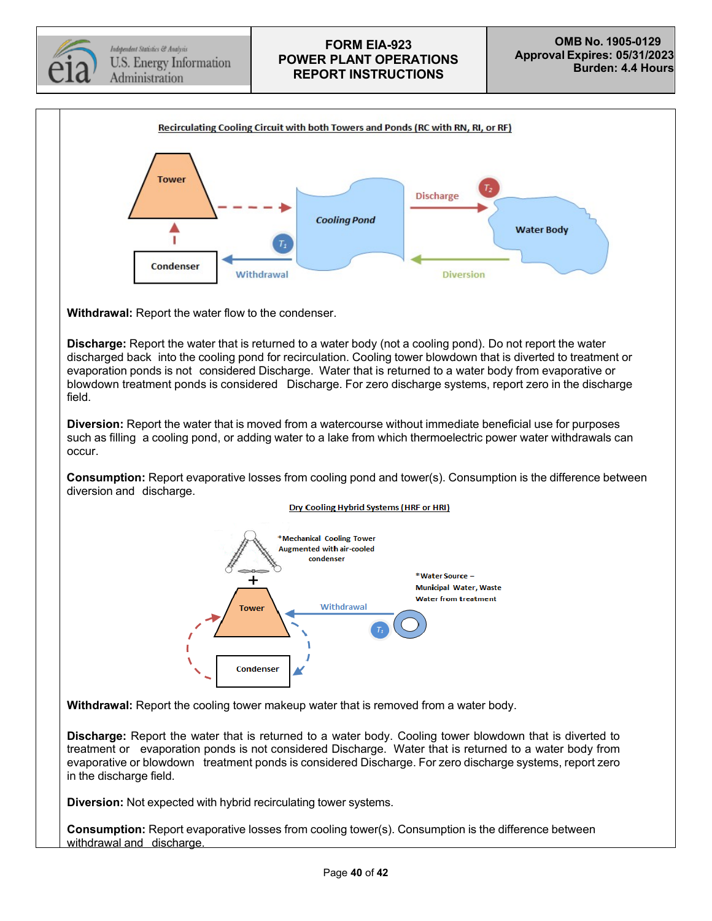Recirculating Cooling Circuit with both Towers and Ponds (RC with RN, RI, or RF)

Tower

Cooling Pond

Discharge

$T_2$

Water Body

Condenser

$T_1$

Withdrawal

Diversion

**Withdrawal:** Report the water flow to the condenser.

**Discharge:** Report the water that is returned to a water body (not a cooling pond). Do not report the water discharged back into the cooling pond for recirculation. Cooling tower blowdown that is diverted to treatment or evaporation ponds is not considered Discharge. Water that is returned to a water body from evaporative or blowdown treatment ponds is considered Discharge. For zero discharge systems, report zero in the discharge field.

**Diversion:** Report the water that is moved from a watercourse without immediate beneficial use for purposes such as filling a cooling pond, or adding water to a lake from which thermoelectric power water withdrawals can occur.

**Consumption:** Report evaporative losses from cooling pond and tower(s). Consumption is the difference between diversion and discharge.

Dry Cooling Hybrid Systems (HRF or HRI)

*Mechanical Cooling Tower Augmented with air-cooled condenser

+

*Water Source – Municipal Water, Waste Water from treatment

Tower

Withdrawal

$T_1$

Condenser

**Withdrawal:** Report the cooling tower makeup water that is removed from a water body.

**Discharge:** Report the water that is returned to a water body. Cooling tower blowdown that is diverted to treatment or evaporation ponds is not considered Discharge. Water that is returned to a water body from evaporative or blowdown treatment ponds is considered Discharge. For zero discharge systems, report zero in the discharge field.

**Diversion:** Not expected with hybrid recirculating tower systems.

**Consumption:** Report evaporative losses from cooling tower(s). Consumption is the difference between withdrawal and discharge.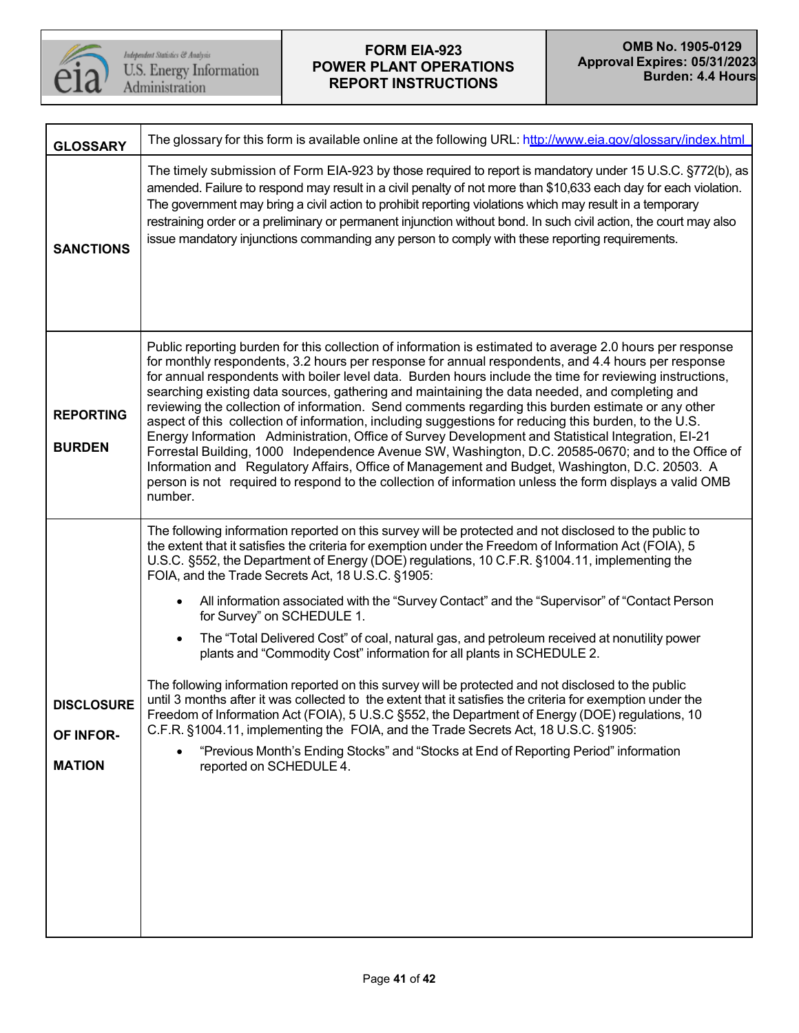| FORM EIA-923 POWER PLANT OPERATIONS REPORT INSTRUCTIONS | OMB No. 1905-0129 Approval Expires: 05/31/2023 Burden: 4.4 Hours |
|---|---|

| | |
|---|---|
| **GLOSSARY** | The glossary for this form is available online at the following URL: http://www.eia.gov/glossary/index.html |
| **SANCTIONS** | The timely submission of Form EIA-923 by those required to report is mandatory under 15 U.S.C. §772(b), as amended. Failure to respond may result in a civil penalty of not more than $10,633 each day for each violation. The government may bring a civil action to prohibit reporting violations which may result in a temporary restraining order or a preliminary or permanent injunction without bond. In such civil action, the court may also issue mandatory injunctions commanding any person to comply with these reporting requirements. |
| **REPORTING BURDEN** | Public reporting burden for this collection of information is estimated to average 2.0 hours per response for monthly respondents, 3.2 hours per response for annual respondents, and 4.4 hours per response for annual respondents with boiler level data. Burden hours include the time for reviewing instructions, searching existing data sources, gathering and maintaining the data needed, and completing and reviewing the collection of information. Send comments regarding this burden estimate or any other aspect of this collection of information, including suggestions for reducing this burden, to the U.S. Energy Information Administration, Office of Survey Development and Statistical Integration, EI-21 Forrestal Building, 1000 Independence Avenue SW, Washington, D.C. 20585-0670; and to the Office of Information and Regulatory Affairs, Office of Management and Budget, Washington, D.C. 20503. A person is not required to respond to the collection of information unless the form displays a valid OMB number. |
| **DISCLOSURE OF INFOR-MATION** | The following information reported on this survey will be protected and not disclosed to the public to the extent that it satisfies the criteria for exemption under the Freedom of Information Act (FOIA), 5 U.S.C. §552, the Department of Energy (DOE) regulations, 10 C.F.R. §1004.11, implementing the FOIA, and the Trade Secrets Act, 18 U.S.C. §1905:<br><br>• All information associated with the "Survey Contact" and the "Supervisor" of "Contact Person for Survey" on SCHEDULE 1.<br>• The "Total Delivered Cost" of coal, natural gas, and petroleum received at nonutility power plants and "Commodity Cost" information for all plants in SCHEDULE 2.<br><br>The following information reported on this survey will be protected and not disclosed to the public until 3 months after it was collected to the extent that it satisfies the criteria for exemption under the Freedom of Information Act (FOIA), 5 U.S.C §552, the Department of Energy (DOE) regulations, 10 C.F.R. §1004.11, implementing the FOIA, and the Trade Secrets Act, 18 U.S.C. §1905:<br><br>• "Previous Month's Ending Stocks" and "Stocks at End of Reporting Period" information reported on SCHEDULE 4. |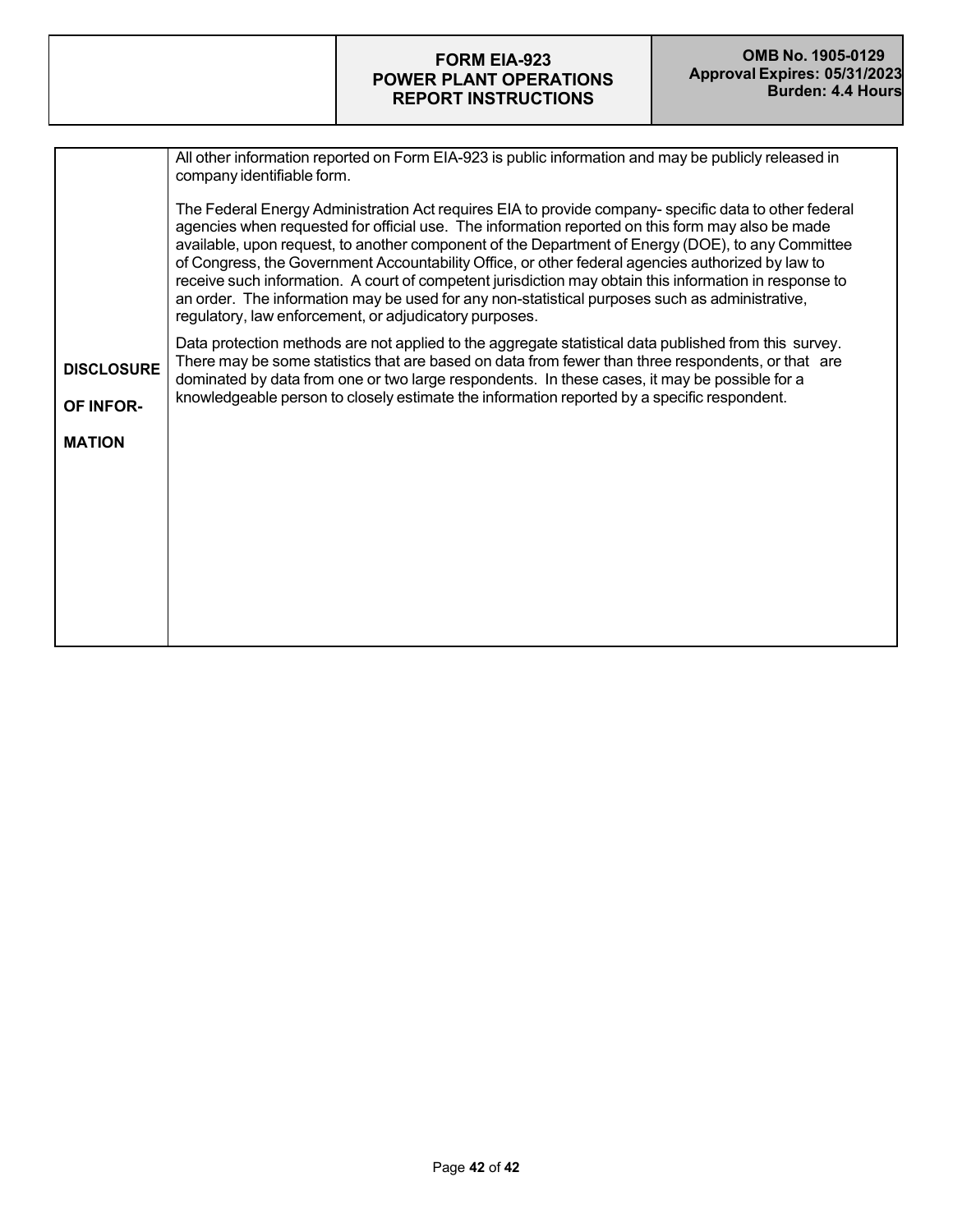| | |
|---|---|
| **DISCLOSURE OF INFOR-MATION** | All other information reported on Form EIA-923 is public information and may be publicly released in company identifiable form.<br><br>The Federal Energy Administration Act requires EIA to provide company- specific data to other federal agencies when requested for official use. The information reported on this form may also be made available, upon request, to another component of the Department of Energy (DOE), to any Committee of Congress, the Government Accountability Office, or other federal agencies authorized by law to receive such information. A court of competent jurisdiction may obtain this information in response to an order. The information may be used for any non-statistical purposes such as administrative, regulatory, law enforcement, or adjudicatory purposes.<br><br>Data protection methods are not applied to the aggregate statistical data published from this survey. There may be some statistics that are based on data from fewer than three respondents, or that are dominated by data from one or two large respondents. In these cases, it may be possible for a knowledgeable person to closely estimate the information reported by a specific respondent. |